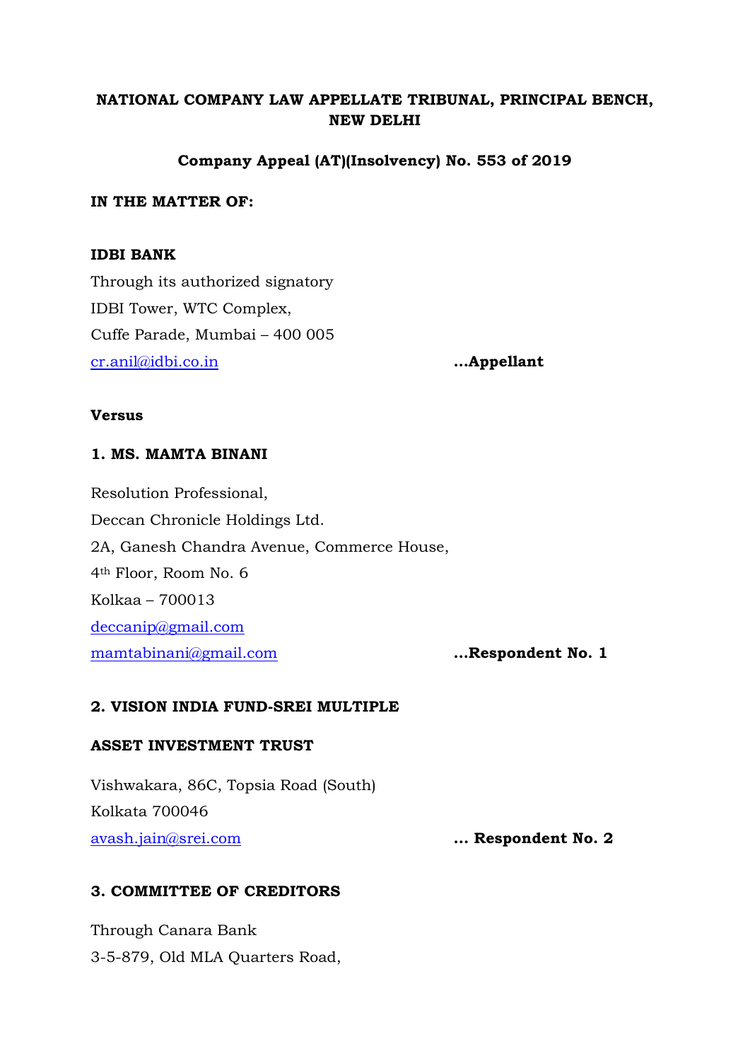**NATIONAL COMPANY LAW APPELLATE TRIBUNAL, PRINCIPAL BENCH, NEW DELHI**

**Company Appeal (AT)(Insolvency) No. 553 of 2019**

**IN THE MATTER OF:**

**IDBI BANK**

Through its authorized signatory
IDBI Tower, WTC Complex,
Cuffe Parade, Mumbai – 400 005
cr.anil@idbi.co.in **...Appellant**

**Versus**

**1. MS. MAMTA BINANI**

Resolution Professional,
Deccan Chronicle Holdings Ltd.
2A, Ganesh Chandra Avenue, Commerce House,
4th Floor, Room No. 6
Kolkaa – 700013
deccanip@gmail.com
mamtabinani@gmail.com **...Respondent No. 1**

**2. VISION INDIA FUND-SREI MULTIPLE ASSET INVESTMENT TRUST**

Vishwakara, 86C, Topsia Road (South)
Kolkata 700046
avash.jain@srei.com **... Respondent No. 2**

**3. COMMITTEE OF CREDITORS**

Through Canara Bank
3-5-879, Old MLA Quarters Road,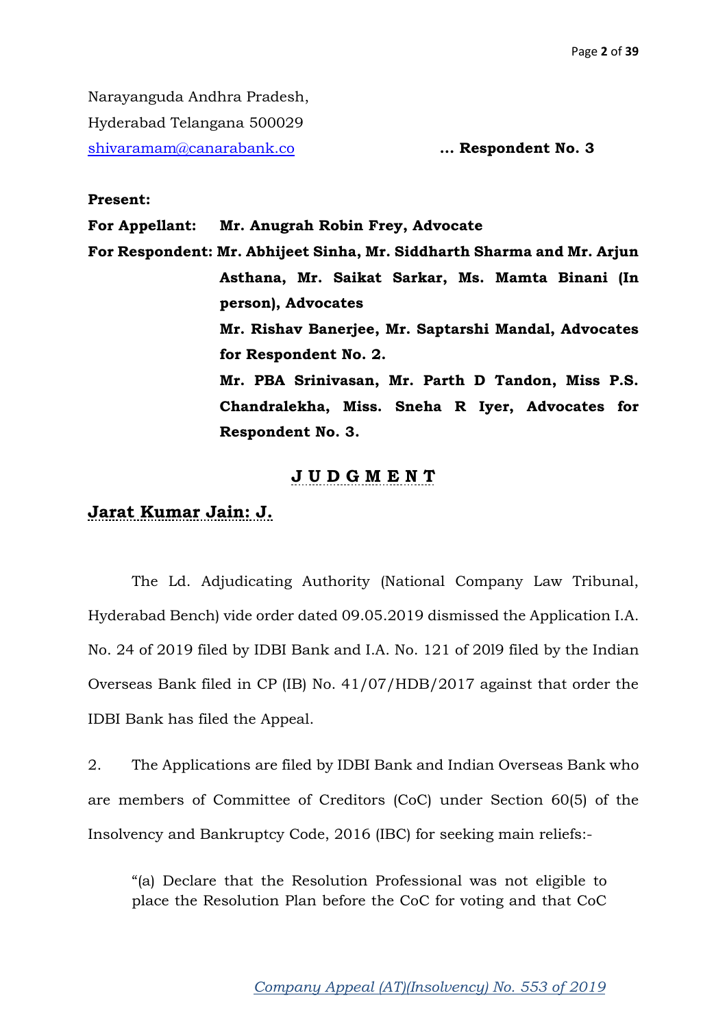Narayanguda Andhra Pradesh,
Hyderabad Telangana 500029
shivaramam@canarabank.co **... Respondent No. 3**

**Present:**

**For Appellant:** **Mr. Anugrah Robin Frey, Advocate**

**For Respondent:** **Mr. Abhijeet Sinha, Mr. Siddharth Sharma and Mr. Arjun Asthana, Mr. Saikat Sarkar, Ms. Mamta Binani (In person), Advocates**

**Mr. Rishav Banerjee, Mr. Saptarshi Mandal, Advocates for Respondent No. 2.**

**Mr. PBA Srinivasan, Mr. Parth D Tandon, Miss P.S. Chandralekha, Miss. Sneha R Iyer, Advocates for Respondent No. 3.**

## J U D G M E N T

**Jarat Kumar Jain: J.**

The Ld. Adjudicating Authority (National Company Law Tribunal, Hyderabad Bench) vide order dated 09.05.2019 dismissed the Application I.A. No. 24 of 2019 filed by IDBI Bank and I.A. No. 121 of 20l9 filed by the Indian Overseas Bank filed in CP (IB) No. 41/07/HDB/2017 against that order the IDBI Bank has filed the Appeal.

2. The Applications are filed by IDBI Bank and Indian Overseas Bank who are members of Committee of Creditors (CoC) under Section 60(5) of the Insolvency and Bankruptcy Code, 2016 (IBC) for seeking main reliefs:-

> "(a) Declare that the Resolution Professional was not eligible to place the Resolution Plan before the CoC for voting and that CoC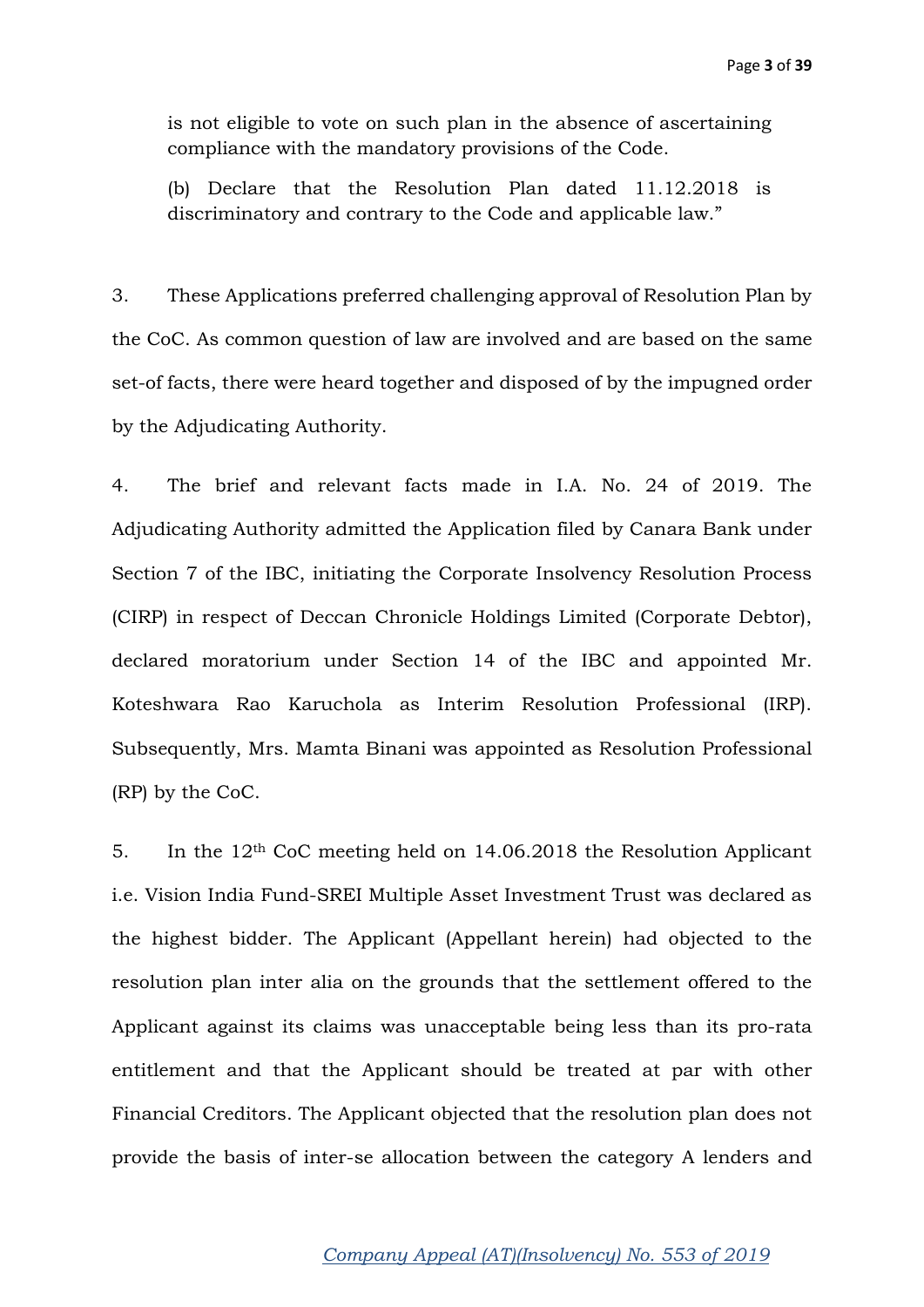is not eligible to vote on such plan in the absence of ascertaining compliance with the mandatory provisions of the Code.

(b) Declare that the Resolution Plan dated 11.12.2018 is discriminatory and contrary to the Code and applicable law."

3. These Applications preferred challenging approval of Resolution Plan by the CoC. As common question of law are involved and are based on the same set-of facts, there were heard together and disposed of by the impugned order by the Adjudicating Authority.

4. The brief and relevant facts made in I.A. No. 24 of 2019. The Adjudicating Authority admitted the Application filed by Canara Bank under Section 7 of the IBC, initiating the Corporate Insolvency Resolution Process (CIRP) in respect of Deccan Chronicle Holdings Limited (Corporate Debtor), declared moratorium under Section 14 of the IBC and appointed Mr. Koteshwara Rao Karuchola as Interim Resolution Professional (IRP). Subsequently, Mrs. Mamta Binani was appointed as Resolution Professional (RP) by the CoC.

5. In the 12th CoC meeting held on 14.06.2018 the Resolution Applicant i.e. Vision India Fund-SREI Multiple Asset Investment Trust was declared as the highest bidder. The Applicant (Appellant herein) had objected to the resolution plan inter alia on the grounds that the settlement offered to the Applicant against its claims was unacceptable being less than its pro-rata entitlement and that the Applicant should be treated at par with other Financial Creditors. The Applicant objected that the resolution plan does not provide the basis of inter-se allocation between the category A lenders and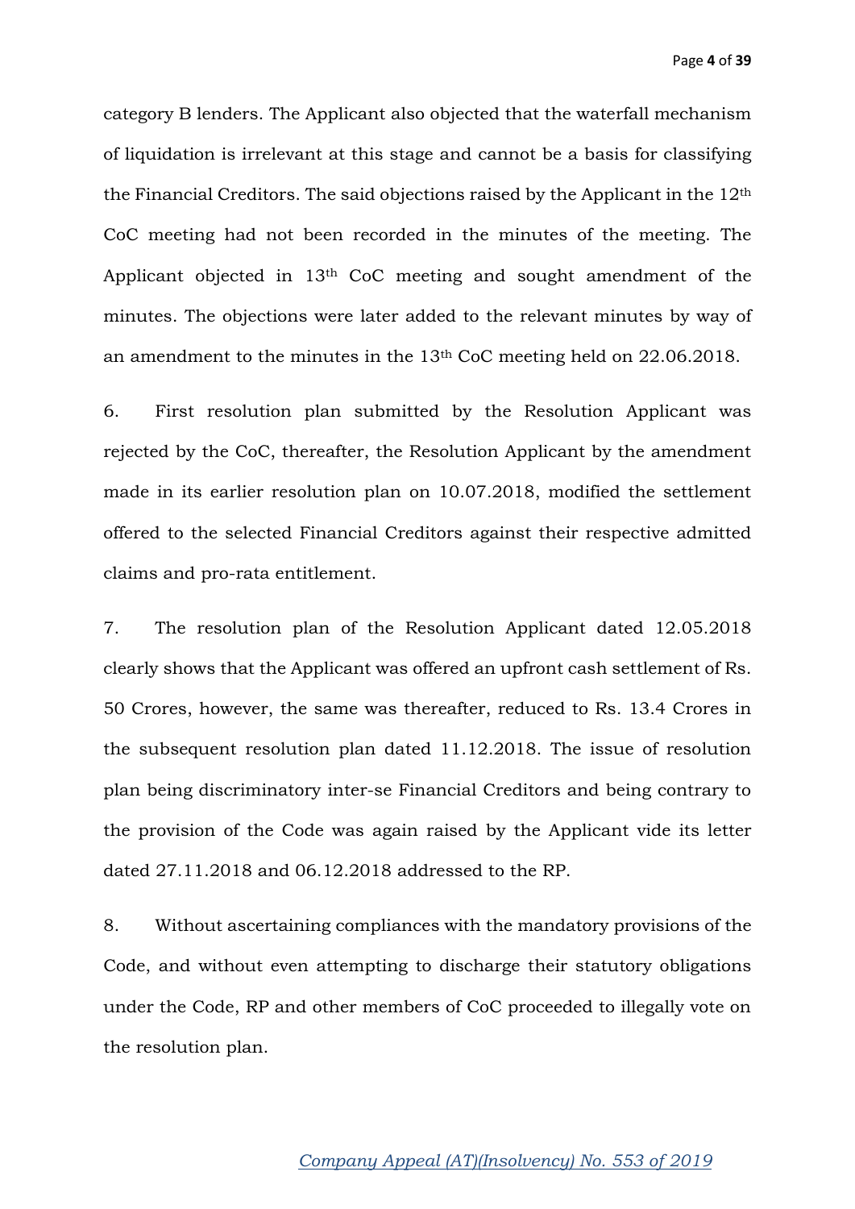category B lenders. The Applicant also objected that the waterfall mechanism of liquidation is irrelevant at this stage and cannot be a basis for classifying the Financial Creditors. The said objections raised by the Applicant in the 12th CoC meeting had not been recorded in the minutes of the meeting. The Applicant objected in 13th CoC meeting and sought amendment of the minutes. The objections were later added to the relevant minutes by way of an amendment to the minutes in the 13th CoC meeting held on 22.06.2018.

6. First resolution plan submitted by the Resolution Applicant was rejected by the CoC, thereafter, the Resolution Applicant by the amendment made in its earlier resolution plan on 10.07.2018, modified the settlement offered to the selected Financial Creditors against their respective admitted claims and pro-rata entitlement.

7. The resolution plan of the Resolution Applicant dated 12.05.2018 clearly shows that the Applicant was offered an upfront cash settlement of Rs. 50 Crores, however, the same was thereafter, reduced to Rs. 13.4 Crores in the subsequent resolution plan dated 11.12.2018. The issue of resolution plan being discriminatory inter-se Financial Creditors and being contrary to the provision of the Code was again raised by the Applicant vide its letter dated 27.11.2018 and 06.12.2018 addressed to the RP.

8. Without ascertaining compliances with the mandatory provisions of the Code, and without even attempting to discharge their statutory obligations under the Code, RP and other members of CoC proceeded to illegally vote on the resolution plan.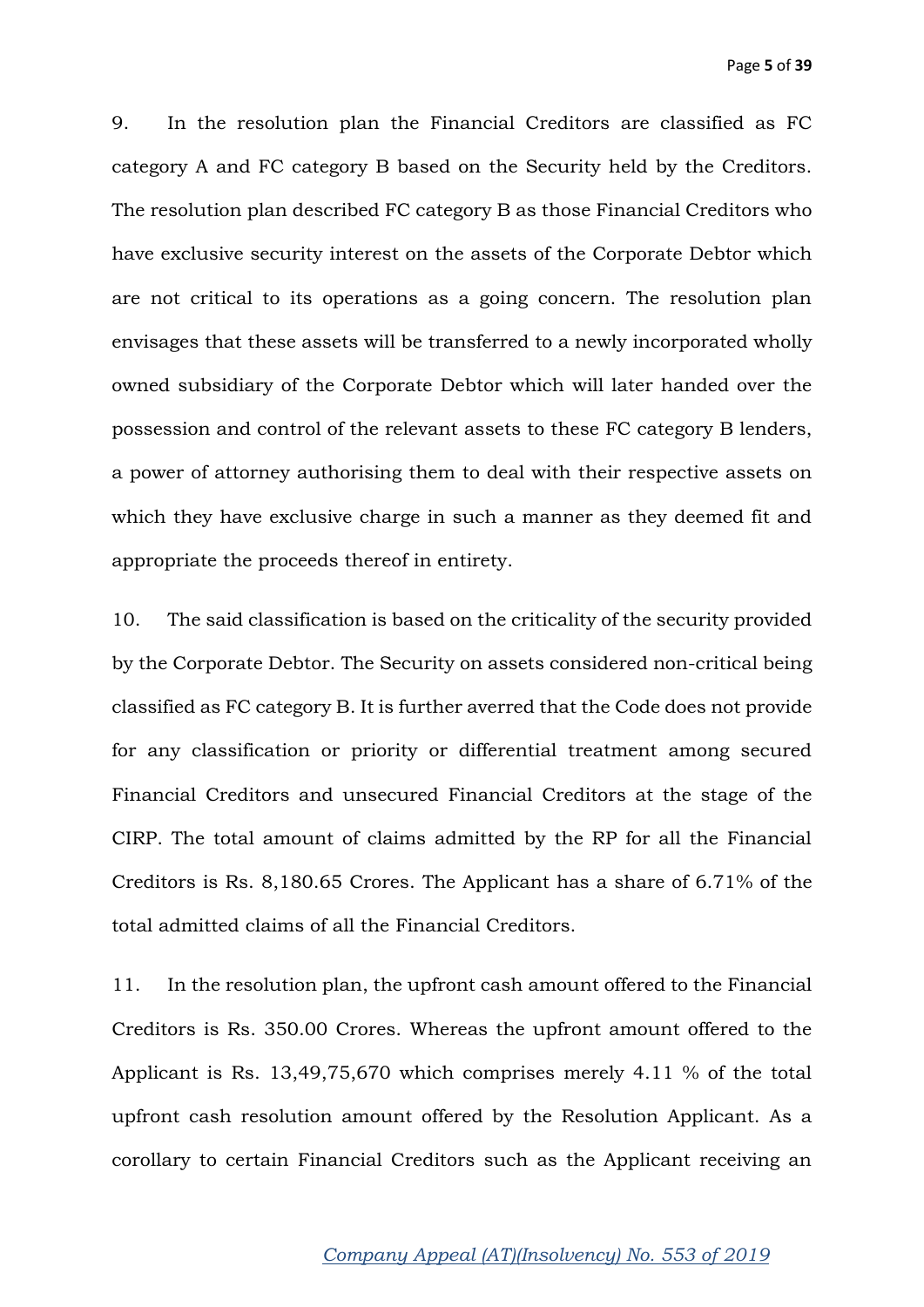9. In the resolution plan the Financial Creditors are classified as FC category A and FC category B based on the Security held by the Creditors. The resolution plan described FC category B as those Financial Creditors who have exclusive security interest on the assets of the Corporate Debtor which are not critical to its operations as a going concern. The resolution plan envisages that these assets will be transferred to a newly incorporated wholly owned subsidiary of the Corporate Debtor which will later handed over the possession and control of the relevant assets to these FC category B lenders, a power of attorney authorising them to deal with their respective assets on which they have exclusive charge in such a manner as they deemed fit and appropriate the proceeds thereof in entirety.

10. The said classification is based on the criticality of the security provided by the Corporate Debtor. The Security on assets considered non-critical being classified as FC category B. It is further averred that the Code does not provide for any classification or priority or differential treatment among secured Financial Creditors and unsecured Financial Creditors at the stage of the CIRP. The total amount of claims admitted by the RP for all the Financial Creditors is Rs. 8,180.65 Crores. The Applicant has a share of 6.71% of the total admitted claims of all the Financial Creditors.

11. In the resolution plan, the upfront cash amount offered to the Financial Creditors is Rs. 350.00 Crores. Whereas the upfront amount offered to the Applicant is Rs. 13,49,75,670 which comprises merely 4.11 % of the total upfront cash resolution amount offered by the Resolution Applicant. As a corollary to certain Financial Creditors such as the Applicant receiving an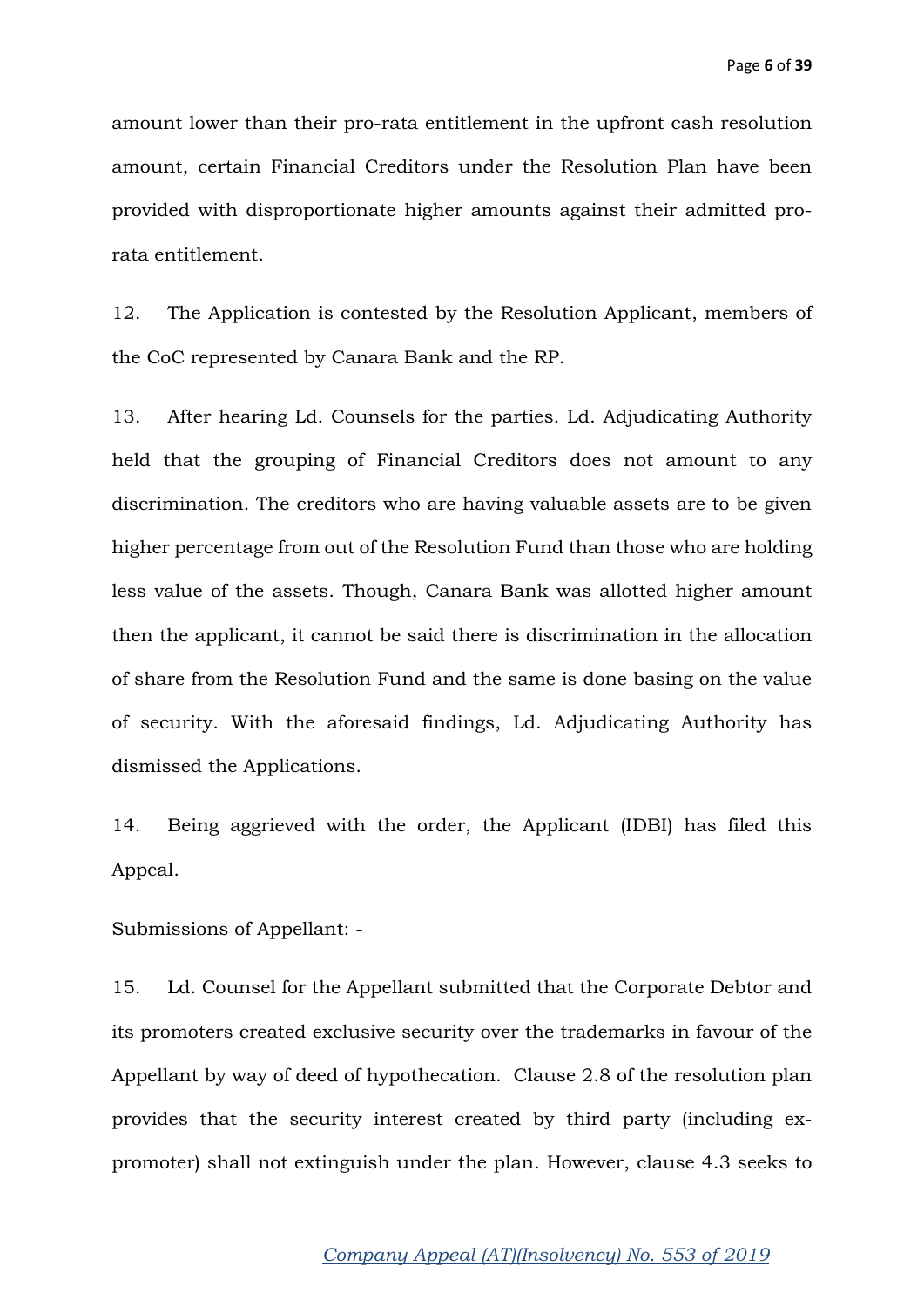amount lower than their pro-rata entitlement in the upfront cash resolution amount, certain Financial Creditors under the Resolution Plan have been provided with disproportionate higher amounts against their admitted pro-rata entitlement.

12. The Application is contested by the Resolution Applicant, members of the CoC represented by Canara Bank and the RP.

13. After hearing Ld. Counsels for the parties. Ld. Adjudicating Authority held that the grouping of Financial Creditors does not amount to any discrimination. The creditors who are having valuable assets are to be given higher percentage from out of the Resolution Fund than those who are holding less value of the assets. Though, Canara Bank was allotted higher amount then the applicant, it cannot be said there is discrimination in the allocation of share from the Resolution Fund and the same is done basing on the value of security. With the aforesaid findings, Ld. Adjudicating Authority has dismissed the Applications.

14. Being aggrieved with the order, the Applicant (IDBI) has filed this Appeal.

<u>Submissions of Appellant: -</u>

15. Ld. Counsel for the Appellant submitted that the Corporate Debtor and its promoters created exclusive security over the trademarks in favour of the Appellant by way of deed of hypothecation. Clause 2.8 of the resolution plan provides that the security interest created by third party (including ex-promoter) shall not extinguish under the plan. However, clause 4.3 seeks to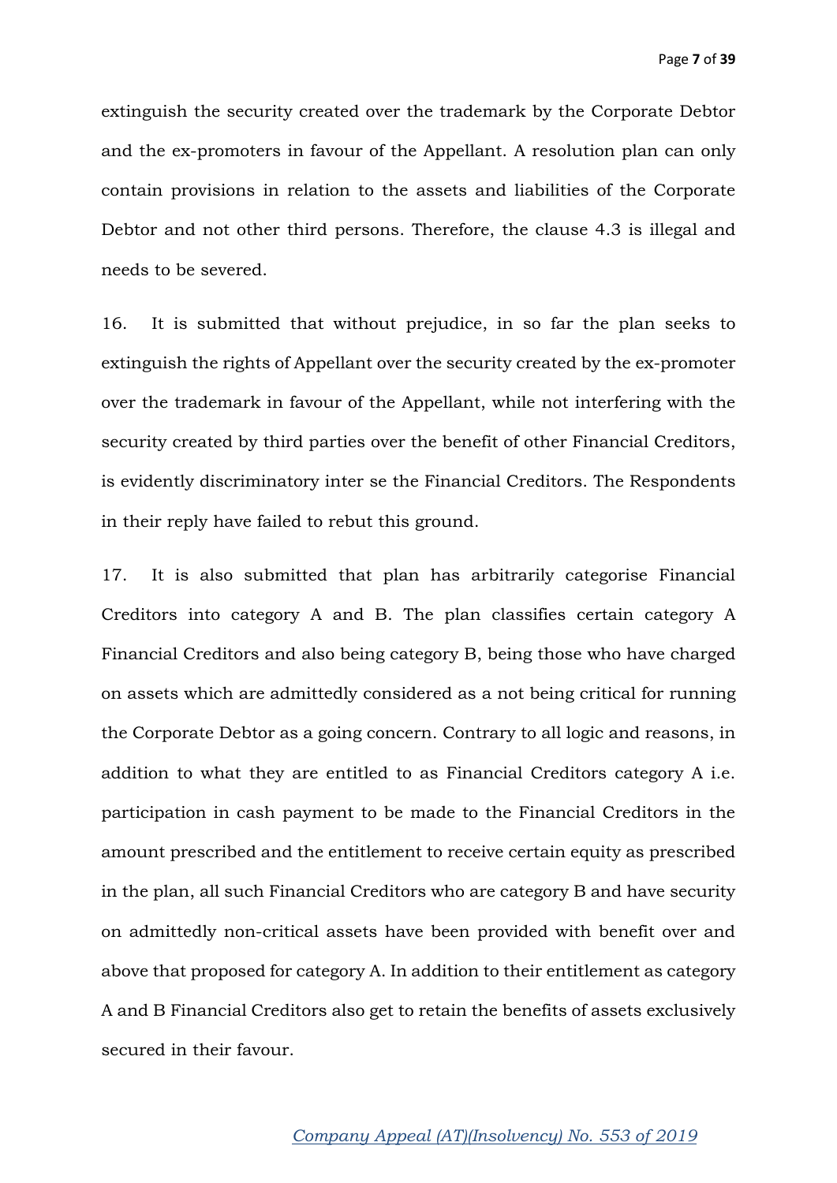extinguish the security created over the trademark by the Corporate Debtor and the ex-promoters in favour of the Appellant. A resolution plan can only contain provisions in relation to the assets and liabilities of the Corporate Debtor and not other third persons. Therefore, the clause 4.3 is illegal and needs to be severed.

16. It is submitted that without prejudice, in so far the plan seeks to extinguish the rights of Appellant over the security created by the ex-promoter over the trademark in favour of the Appellant, while not interfering with the security created by third parties over the benefit of other Financial Creditors, is evidently discriminatory inter se the Financial Creditors. The Respondents in their reply have failed to rebut this ground.

17. It is also submitted that plan has arbitrarily categorise Financial Creditors into category A and B. The plan classifies certain category A Financial Creditors and also being category B, being those who have charged on assets which are admittedly considered as a not being critical for running the Corporate Debtor as a going concern. Contrary to all logic and reasons, in addition to what they are entitled to as Financial Creditors category A i.e. participation in cash payment to be made to the Financial Creditors in the amount prescribed and the entitlement to receive certain equity as prescribed in the plan, all such Financial Creditors who are category B and have security on admittedly non-critical assets have been provided with benefit over and above that proposed for category A. In addition to their entitlement as category A and B Financial Creditors also get to retain the benefits of assets exclusively secured in their favour.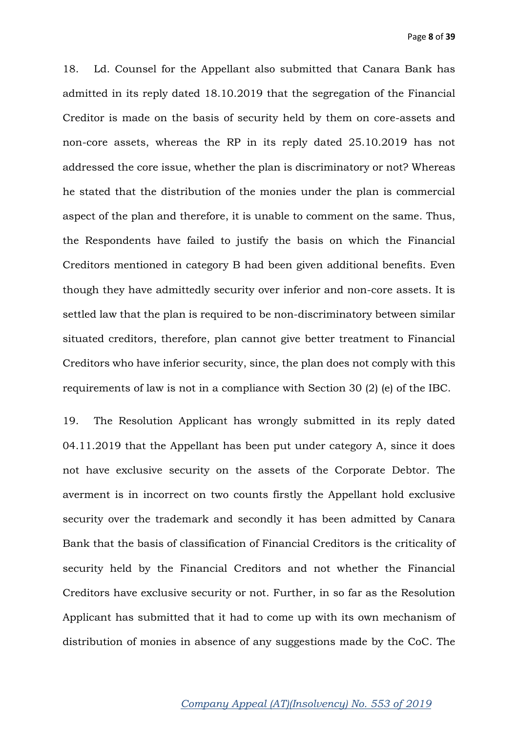18. Ld. Counsel for the Appellant also submitted that Canara Bank has admitted in its reply dated 18.10.2019 that the segregation of the Financial Creditor is made on the basis of security held by them on core-assets and non-core assets, whereas the RP in its reply dated 25.10.2019 has not addressed the core issue, whether the plan is discriminatory or not? Whereas he stated that the distribution of the monies under the plan is commercial aspect of the plan and therefore, it is unable to comment on the same. Thus, the Respondents have failed to justify the basis on which the Financial Creditors mentioned in category B had been given additional benefits. Even though they have admittedly security over inferior and non-core assets. It is settled law that the plan is required to be non-discriminatory between similar situated creditors, therefore, plan cannot give better treatment to Financial Creditors who have inferior security, since, the plan does not comply with this requirements of law is not in a compliance with Section 30 (2) (e) of the IBC.

19. The Resolution Applicant has wrongly submitted in its reply dated 04.11.2019 that the Appellant has been put under category A, since it does not have exclusive security on the assets of the Corporate Debtor. The averment is in incorrect on two counts firstly the Appellant hold exclusive security over the trademark and secondly it has been admitted by Canara Bank that the basis of classification of Financial Creditors is the criticality of security held by the Financial Creditors and not whether the Financial Creditors have exclusive security or not. Further, in so far as the Resolution Applicant has submitted that it had to come up with its own mechanism of distribution of monies in absence of any suggestions made by the CoC. The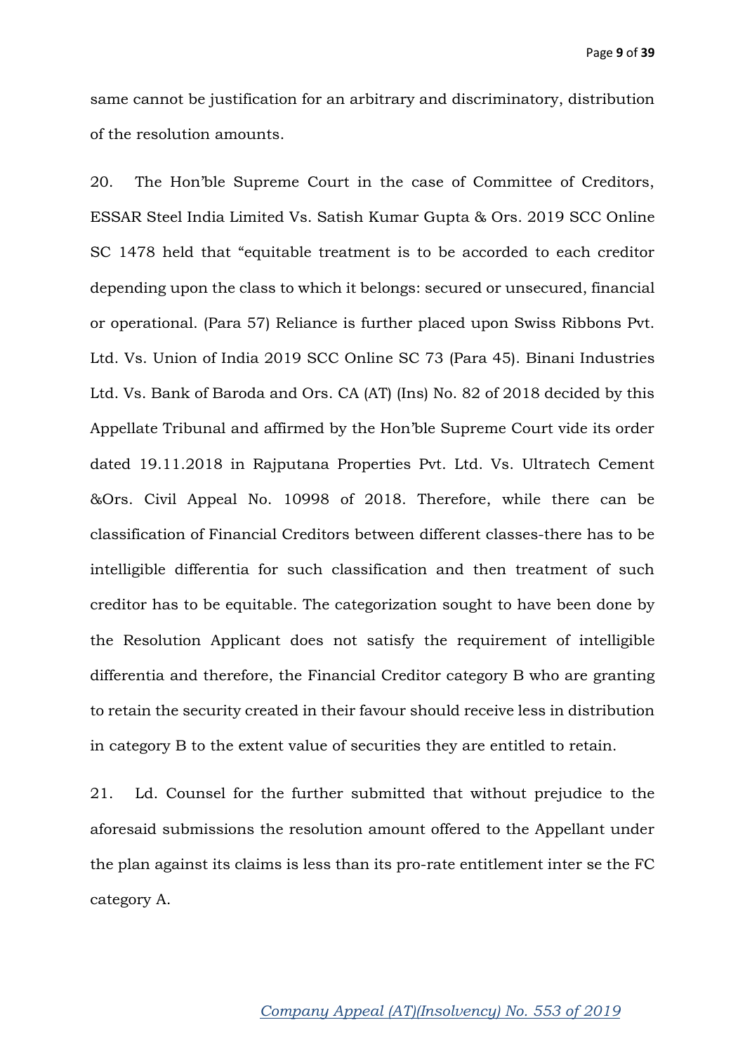same cannot be justification for an arbitrary and discriminatory, distribution of the resolution amounts.

20. The Hon'ble Supreme Court in the case of Committee of Creditors, ESSAR Steel India Limited Vs. Satish Kumar Gupta & Ors. 2019 SCC Online SC 1478 held that "equitable treatment is to be accorded to each creditor depending upon the class to which it belongs: secured or unsecured, financial or operational. (Para 57) Reliance is further placed upon Swiss Ribbons Pvt. Ltd. Vs. Union of India 2019 SCC Online SC 73 (Para 45). Binani Industries Ltd. Vs. Bank of Baroda and Ors. CA (AT) (Ins) No. 82 of 2018 decided by this Appellate Tribunal and affirmed by the Hon'ble Supreme Court vide its order dated 19.11.2018 in Rajputana Properties Pvt. Ltd. Vs. Ultratech Cement &Ors. Civil Appeal No. 10998 of 2018. Therefore, while there can be classification of Financial Creditors between different classes-there has to be intelligible differentia for such classification and then treatment of such creditor has to be equitable. The categorization sought to have been done by the Resolution Applicant does not satisfy the requirement of intelligible differentia and therefore, the Financial Creditor category B who are granting to retain the security created in their favour should receive less in distribution in category B to the extent value of securities they are entitled to retain.

21. Ld. Counsel for the further submitted that without prejudice to the aforesaid submissions the resolution amount offered to the Appellant under the plan against its claims is less than its pro-rate entitlement inter se the FC category A.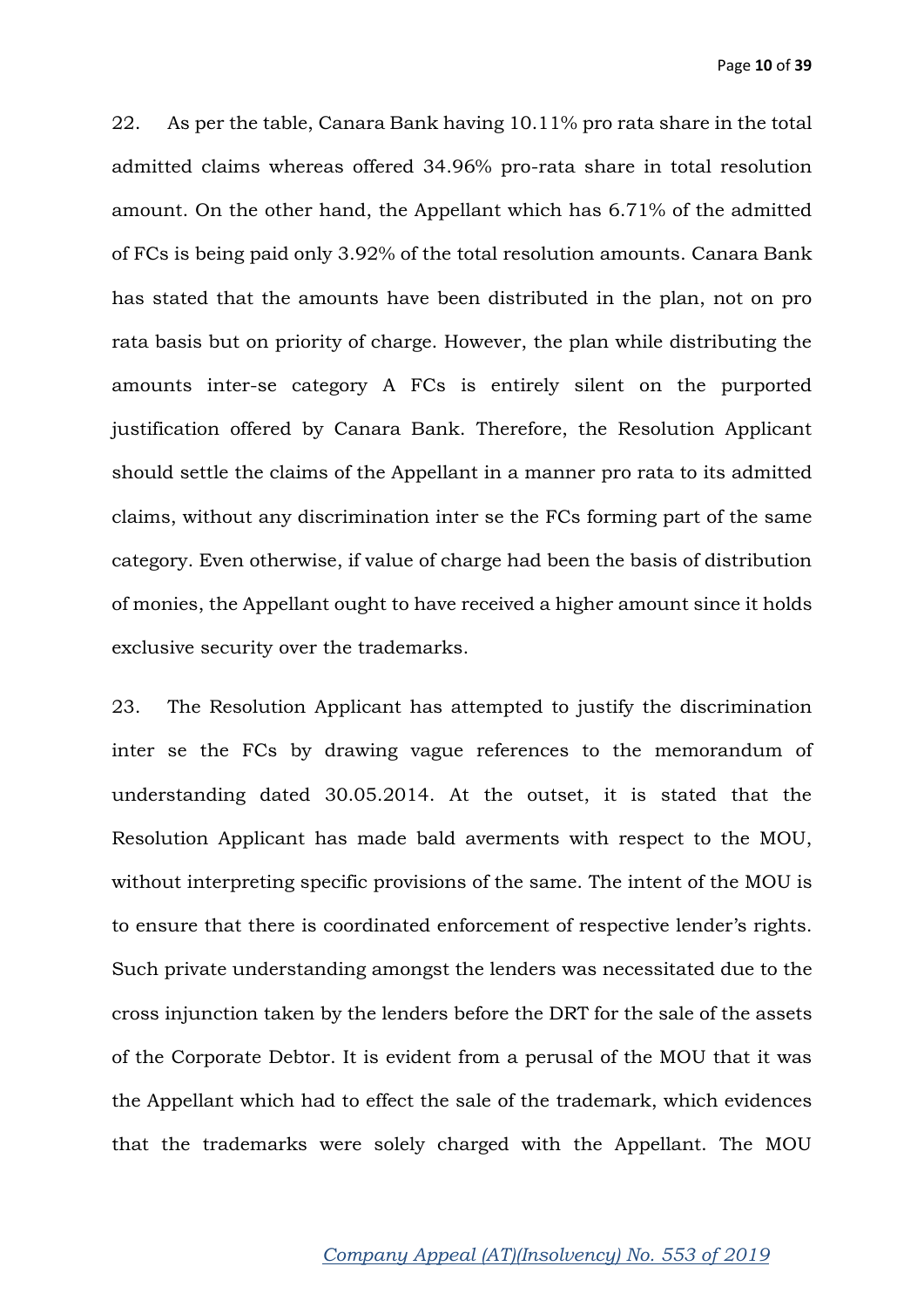22. As per the table, Canara Bank having 10.11% pro rata share in the total admitted claims whereas offered 34.96% pro-rata share in total resolution amount. On the other hand, the Appellant which has 6.71% of the admitted of FCs is being paid only 3.92% of the total resolution amounts. Canara Bank has stated that the amounts have been distributed in the plan, not on pro rata basis but on priority of charge. However, the plan while distributing the amounts inter-se category A FCs is entirely silent on the purported justification offered by Canara Bank. Therefore, the Resolution Applicant should settle the claims of the Appellant in a manner pro rata to its admitted claims, without any discrimination inter se the FCs forming part of the same category. Even otherwise, if value of charge had been the basis of distribution of monies, the Appellant ought to have received a higher amount since it holds exclusive security over the trademarks.

23. The Resolution Applicant has attempted to justify the discrimination inter se the FCs by drawing vague references to the memorandum of understanding dated 30.05.2014. At the outset, it is stated that the Resolution Applicant has made bald averments with respect to the MOU, without interpreting specific provisions of the same. The intent of the MOU is to ensure that there is coordinated enforcement of respective lender's rights. Such private understanding amongst the lenders was necessitated due to the cross injunction taken by the lenders before the DRT for the sale of the assets of the Corporate Debtor. It is evident from a perusal of the MOU that it was the Appellant which had to effect the sale of the trademark, which evidences that the trademarks were solely charged with the Appellant. The MOU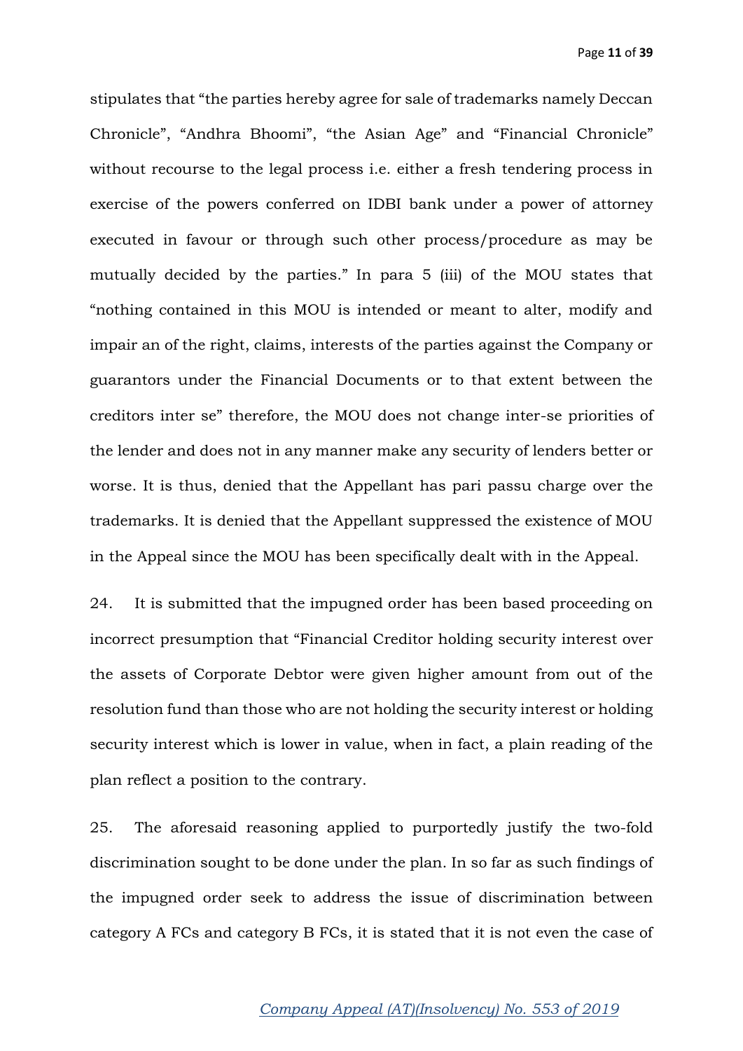stipulates that "the parties hereby agree for sale of trademarks namely Deccan Chronicle", "Andhra Bhoomi", "the Asian Age" and "Financial Chronicle" without recourse to the legal process i.e. either a fresh tendering process in exercise of the powers conferred on IDBI bank under a power of attorney executed in favour or through such other process/procedure as may be mutually decided by the parties." In para 5 (iii) of the MOU states that "nothing contained in this MOU is intended or meant to alter, modify and impair an of the right, claims, interests of the parties against the Company or guarantors under the Financial Documents or to that extent between the creditors inter se" therefore, the MOU does not change inter-se priorities of the lender and does not in any manner make any security of lenders better or worse. It is thus, denied that the Appellant has pari passu charge over the trademarks. It is denied that the Appellant suppressed the existence of MOU in the Appeal since the MOU has been specifically dealt with in the Appeal.

24. It is submitted that the impugned order has been based proceeding on incorrect presumption that "Financial Creditor holding security interest over the assets of Corporate Debtor were given higher amount from out of the resolution fund than those who are not holding the security interest or holding security interest which is lower in value, when in fact, a plain reading of the plan reflect a position to the contrary.

25. The aforesaid reasoning applied to purportedly justify the two-fold discrimination sought to be done under the plan. In so far as such findings of the impugned order seek to address the issue of discrimination between category A FCs and category B FCs, it is stated that it is not even the case of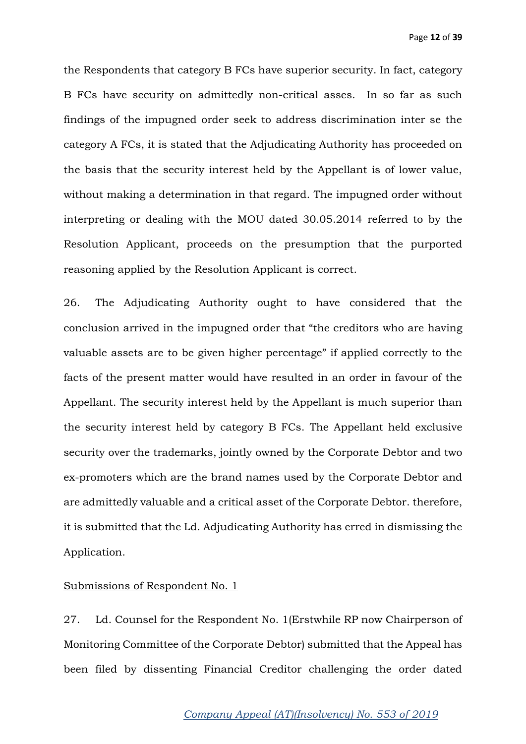the Respondents that category B FCs have superior security. In fact, category B FCs have security on admittedly non-critical asses. In so far as such findings of the impugned order seek to address discrimination inter se the category A FCs, it is stated that the Adjudicating Authority has proceeded on the basis that the security interest held by the Appellant is of lower value, without making a determination in that regard. The impugned order without interpreting or dealing with the MOU dated 30.05.2014 referred to by the Resolution Applicant, proceeds on the presumption that the purported reasoning applied by the Resolution Applicant is correct.

26. The Adjudicating Authority ought to have considered that the conclusion arrived in the impugned order that "the creditors who are having valuable assets are to be given higher percentage" if applied correctly to the facts of the present matter would have resulted in an order in favour of the Appellant. The security interest held by the Appellant is much superior than the security interest held by category B FCs. The Appellant held exclusive security over the trademarks, jointly owned by the Corporate Debtor and two ex-promoters which are the brand names used by the Corporate Debtor and are admittedly valuable and a critical asset of the Corporate Debtor. therefore, it is submitted that the Ld. Adjudicating Authority has erred in dismissing the Application.

<u>Submissions of Respondent No. 1</u>

27. Ld. Counsel for the Respondent No. 1(Erstwhile RP now Chairperson of Monitoring Committee of the Corporate Debtor) submitted that the Appeal has been filed by dissenting Financial Creditor challenging the order dated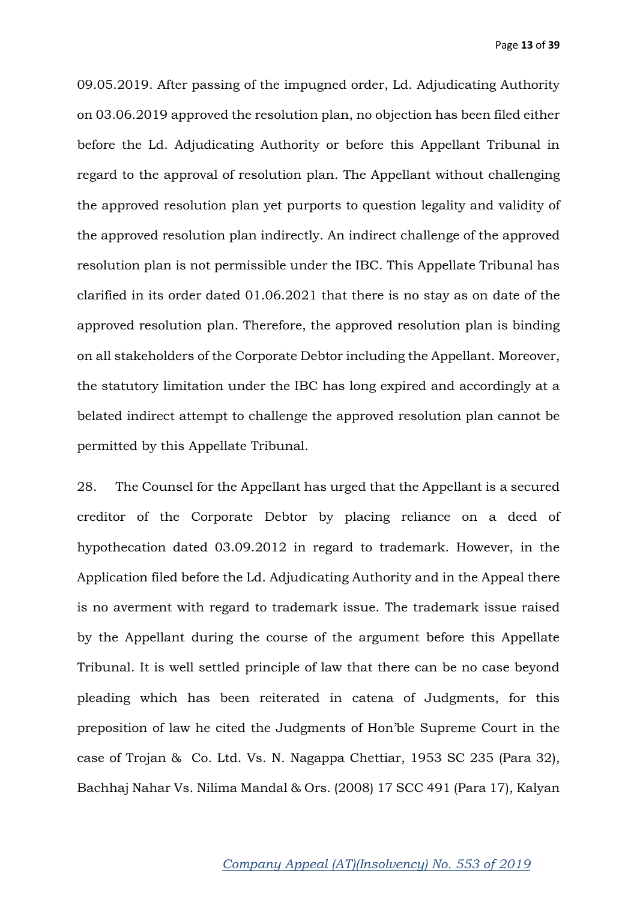09.05.2019. After passing of the impugned order, Ld. Adjudicating Authority on 03.06.2019 approved the resolution plan, no objection has been filed either before the Ld. Adjudicating Authority or before this Appellant Tribunal in regard to the approval of resolution plan. The Appellant without challenging the approved resolution plan yet purports to question legality and validity of the approved resolution plan indirectly. An indirect challenge of the approved resolution plan is not permissible under the IBC. This Appellate Tribunal has clarified in its order dated 01.06.2021 that there is no stay as on date of the approved resolution plan. Therefore, the approved resolution plan is binding on all stakeholders of the Corporate Debtor including the Appellant. Moreover, the statutory limitation under the IBC has long expired and accordingly at a belated indirect attempt to challenge the approved resolution plan cannot be permitted by this Appellate Tribunal.

28. The Counsel for the Appellant has urged that the Appellant is a secured creditor of the Corporate Debtor by placing reliance on a deed of hypothecation dated 03.09.2012 in regard to trademark. However, in the Application filed before the Ld. Adjudicating Authority and in the Appeal there is no averment with regard to trademark issue. The trademark issue raised by the Appellant during the course of the argument before this Appellate Tribunal. It is well settled principle of law that there can be no case beyond pleading which has been reiterated in catena of Judgments, for this preposition of law he cited the Judgments of Hon'ble Supreme Court in the case of Trojan & Co. Ltd. Vs. N. Nagappa Chettiar, 1953 SC 235 (Para 32), Bachhaj Nahar Vs. Nilima Mandal & Ors. (2008) 17 SCC 491 (Para 17), Kalyan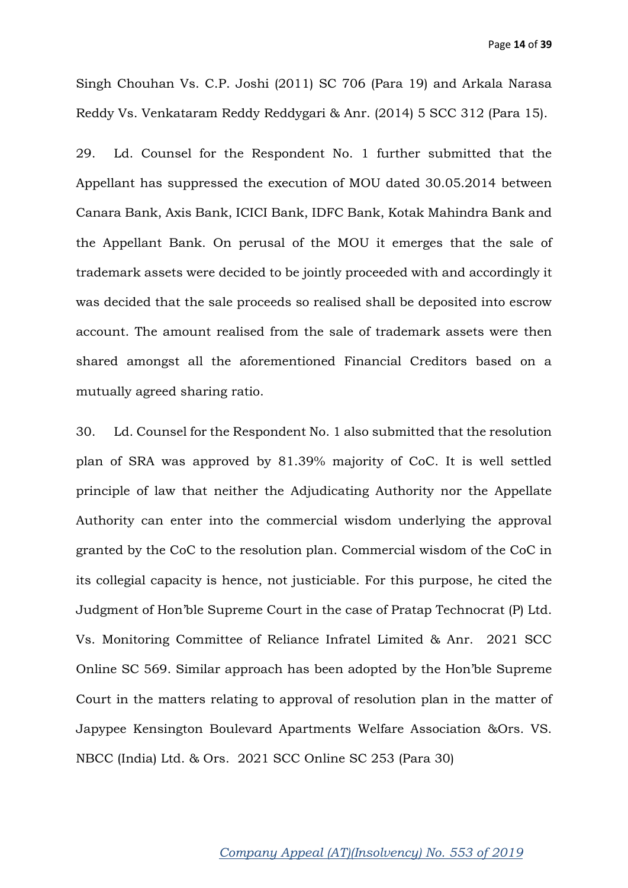Singh Chouhan Vs. C.P. Joshi (2011) SC 706 (Para 19) and Arkala Narasa Reddy Vs. Venkataram Reddy Reddygari & Anr. (2014) 5 SCC 312 (Para 15).

29. Ld. Counsel for the Respondent No. 1 further submitted that the Appellant has suppressed the execution of MOU dated 30.05.2014 between Canara Bank, Axis Bank, ICICI Bank, IDFC Bank, Kotak Mahindra Bank and the Appellant Bank. On perusal of the MOU it emerges that the sale of trademark assets were decided to be jointly proceeded with and accordingly it was decided that the sale proceeds so realised shall be deposited into escrow account. The amount realised from the sale of trademark assets were then shared amongst all the aforementioned Financial Creditors based on a mutually agreed sharing ratio.

30. Ld. Counsel for the Respondent No. 1 also submitted that the resolution plan of SRA was approved by 81.39% majority of CoC. It is well settled principle of law that neither the Adjudicating Authority nor the Appellate Authority can enter into the commercial wisdom underlying the approval granted by the CoC to the resolution plan. Commercial wisdom of the CoC in its collegial capacity is hence, not justiciable. For this purpose, he cited the Judgment of Hon'ble Supreme Court in the case of Pratap Technocrat (P) Ltd. Vs. Monitoring Committee of Reliance Infratel Limited & Anr. 2021 SCC Online SC 569. Similar approach has been adopted by the Hon'ble Supreme Court in the matters relating to approval of resolution plan in the matter of Japypee Kensington Boulevard Apartments Welfare Association &Ors. VS. NBCC (India) Ltd. & Ors. 2021 SCC Online SC 253 (Para 30)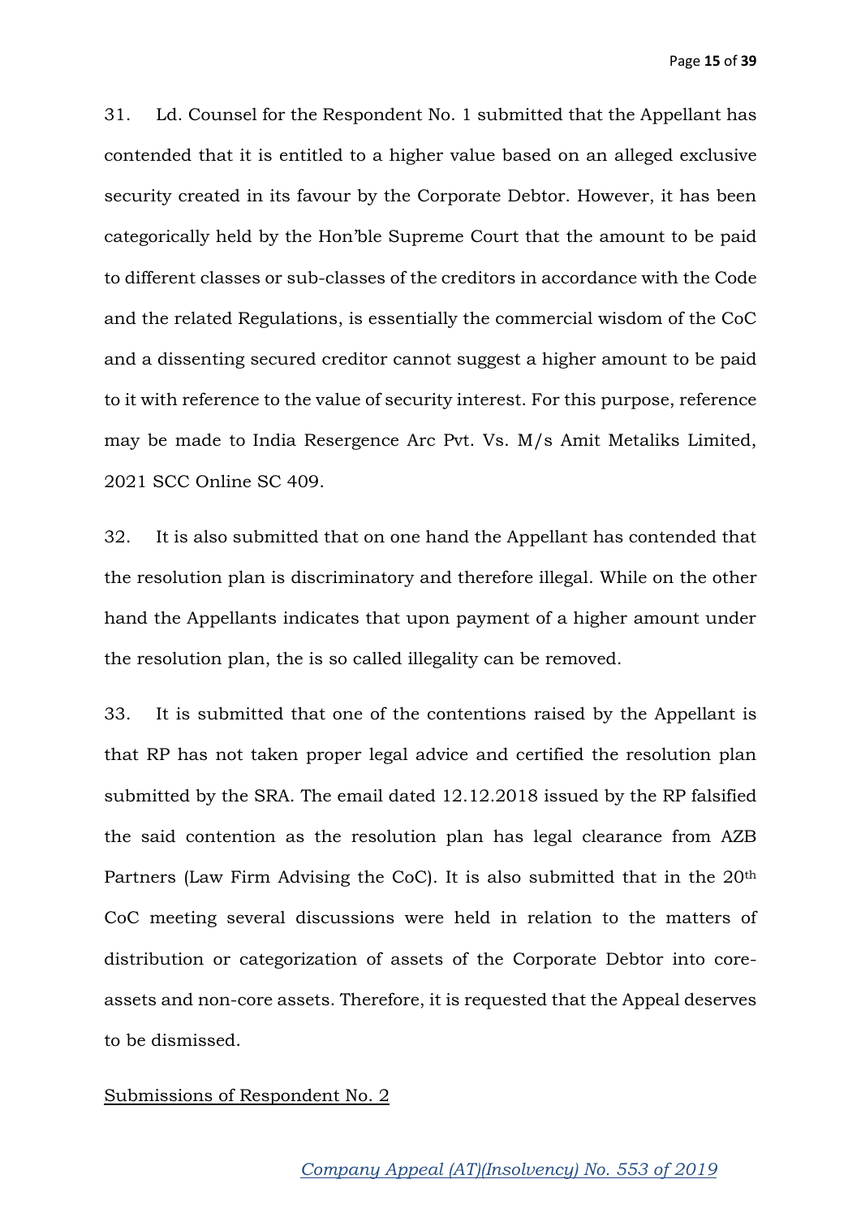31. Ld. Counsel for the Respondent No. 1 submitted that the Appellant has contended that it is entitled to a higher value based on an alleged exclusive security created in its favour by the Corporate Debtor. However, it has been categorically held by the Hon'ble Supreme Court that the amount to be paid to different classes or sub-classes of the creditors in accordance with the Code and the related Regulations, is essentially the commercial wisdom of the CoC and a dissenting secured creditor cannot suggest a higher amount to be paid to it with reference to the value of security interest. For this purpose, reference may be made to India Resergence Arc Pvt. Vs. M/s Amit Metaliks Limited, 2021 SCC Online SC 409.

32. It is also submitted that on one hand the Appellant has contended that the resolution plan is discriminatory and therefore illegal. While on the other hand the Appellants indicates that upon payment of a higher amount under the resolution plan, the is so called illegality can be removed.

33. It is submitted that one of the contentions raised by the Appellant is that RP has not taken proper legal advice and certified the resolution plan submitted by the SRA. The email dated 12.12.2018 issued by the RP falsified the said contention as the resolution plan has legal clearance from AZB Partners (Law Firm Advising the CoC). It is also submitted that in the 20th CoC meeting several discussions were held in relation to the matters of distribution or categorization of assets of the Corporate Debtor into core-assets and non-core assets. Therefore, it is requested that the Appeal deserves to be dismissed.

<u>Submissions of Respondent No. 2</u>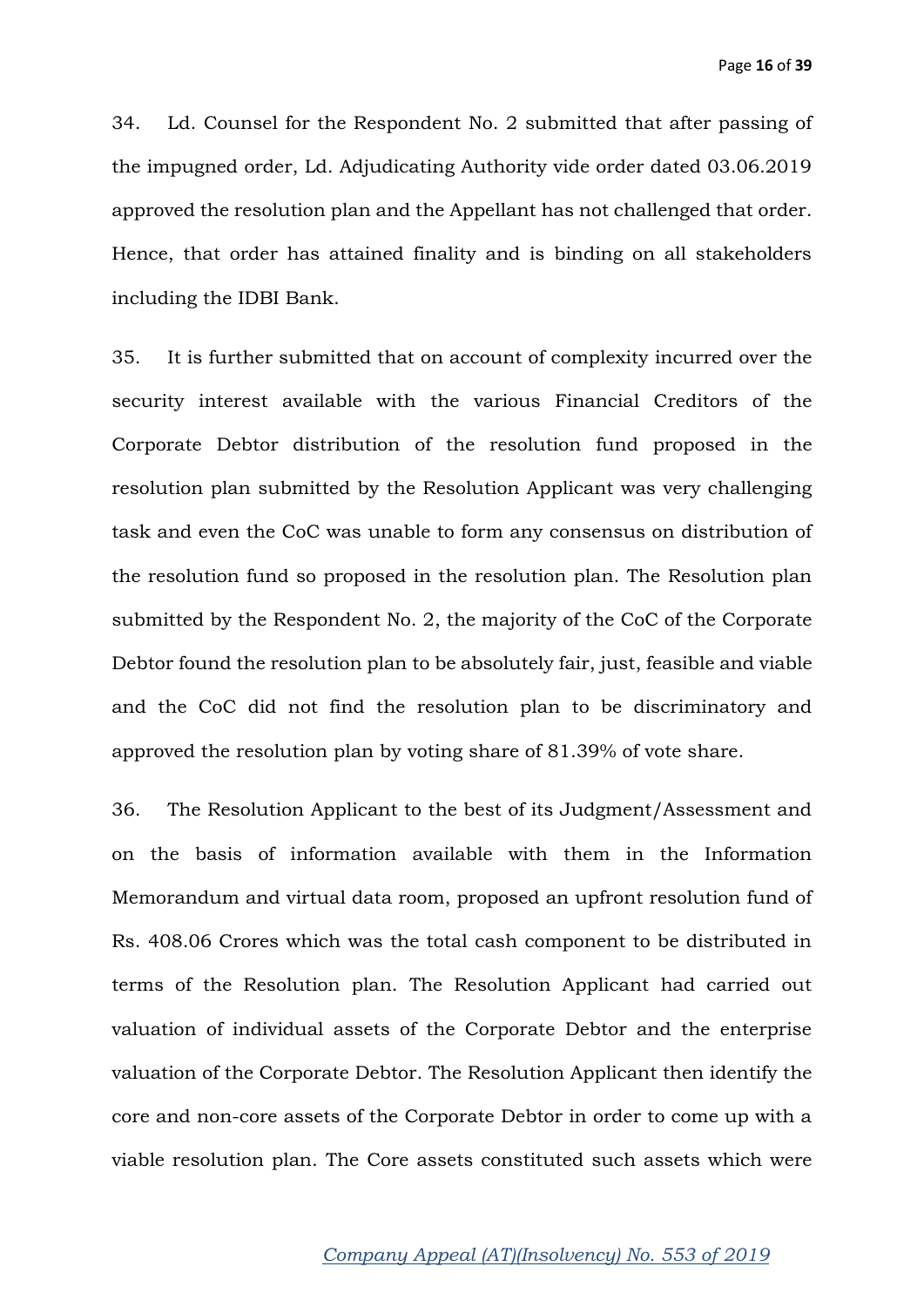34. Ld. Counsel for the Respondent No. 2 submitted that after passing of the impugned order, Ld. Adjudicating Authority vide order dated 03.06.2019 approved the resolution plan and the Appellant has not challenged that order. Hence, that order has attained finality and is binding on all stakeholders including the IDBI Bank.

35. It is further submitted that on account of complexity incurred over the security interest available with the various Financial Creditors of the Corporate Debtor distribution of the resolution fund proposed in the resolution plan submitted by the Resolution Applicant was very challenging task and even the CoC was unable to form any consensus on distribution of the resolution fund so proposed in the resolution plan. The Resolution plan submitted by the Respondent No. 2, the majority of the CoC of the Corporate Debtor found the resolution plan to be absolutely fair, just, feasible and viable and the CoC did not find the resolution plan to be discriminatory and approved the resolution plan by voting share of 81.39% of vote share.

36. The Resolution Applicant to the best of its Judgment/Assessment and on the basis of information available with them in the Information Memorandum and virtual data room, proposed an upfront resolution fund of Rs. 408.06 Crores which was the total cash component to be distributed in terms of the Resolution plan. The Resolution Applicant had carried out valuation of individual assets of the Corporate Debtor and the enterprise valuation of the Corporate Debtor. The Resolution Applicant then identify the core and non-core assets of the Corporate Debtor in order to come up with a viable resolution plan. The Core assets constituted such assets which were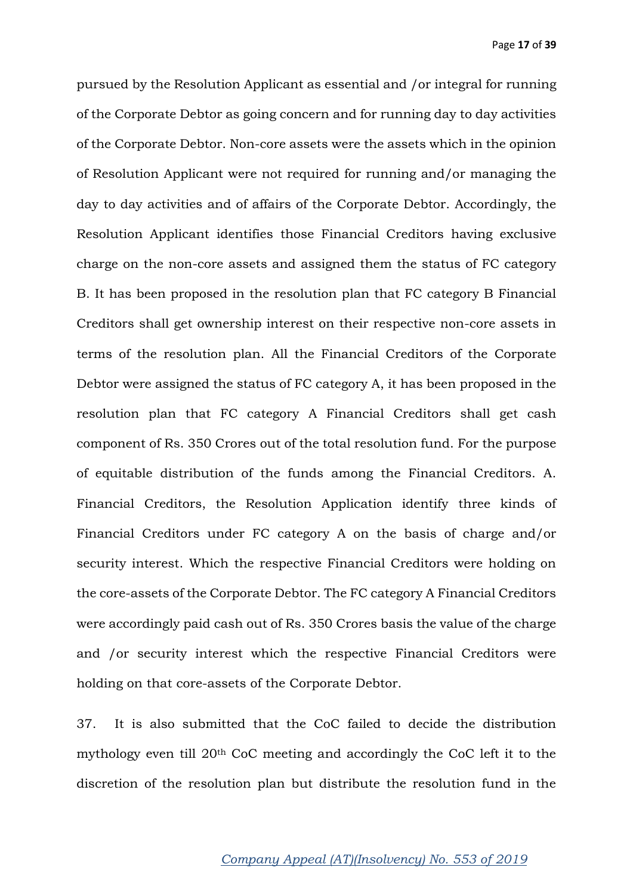pursued by the Resolution Applicant as essential and /or integral for running of the Corporate Debtor as going concern and for running day to day activities of the Corporate Debtor. Non-core assets were the assets which in the opinion of Resolution Applicant were not required for running and/or managing the day to day activities and of affairs of the Corporate Debtor. Accordingly, the Resolution Applicant identifies those Financial Creditors having exclusive charge on the non-core assets and assigned them the status of FC category B. It has been proposed in the resolution plan that FC category B Financial Creditors shall get ownership interest on their respective non-core assets in terms of the resolution plan. All the Financial Creditors of the Corporate Debtor were assigned the status of FC category A, it has been proposed in the resolution plan that FC category A Financial Creditors shall get cash component of Rs. 350 Crores out of the total resolution fund. For the purpose of equitable distribution of the funds among the Financial Creditors. A. Financial Creditors, the Resolution Application identify three kinds of Financial Creditors under FC category A on the basis of charge and/or security interest. Which the respective Financial Creditors were holding on the core-assets of the Corporate Debtor. The FC category A Financial Creditors were accordingly paid cash out of Rs. 350 Crores basis the value of the charge and /or security interest which the respective Financial Creditors were holding on that core-assets of the Corporate Debtor.

37. It is also submitted that the CoC failed to decide the distribution mythology even till 20th CoC meeting and accordingly the CoC left it to the discretion of the resolution plan but distribute the resolution fund in the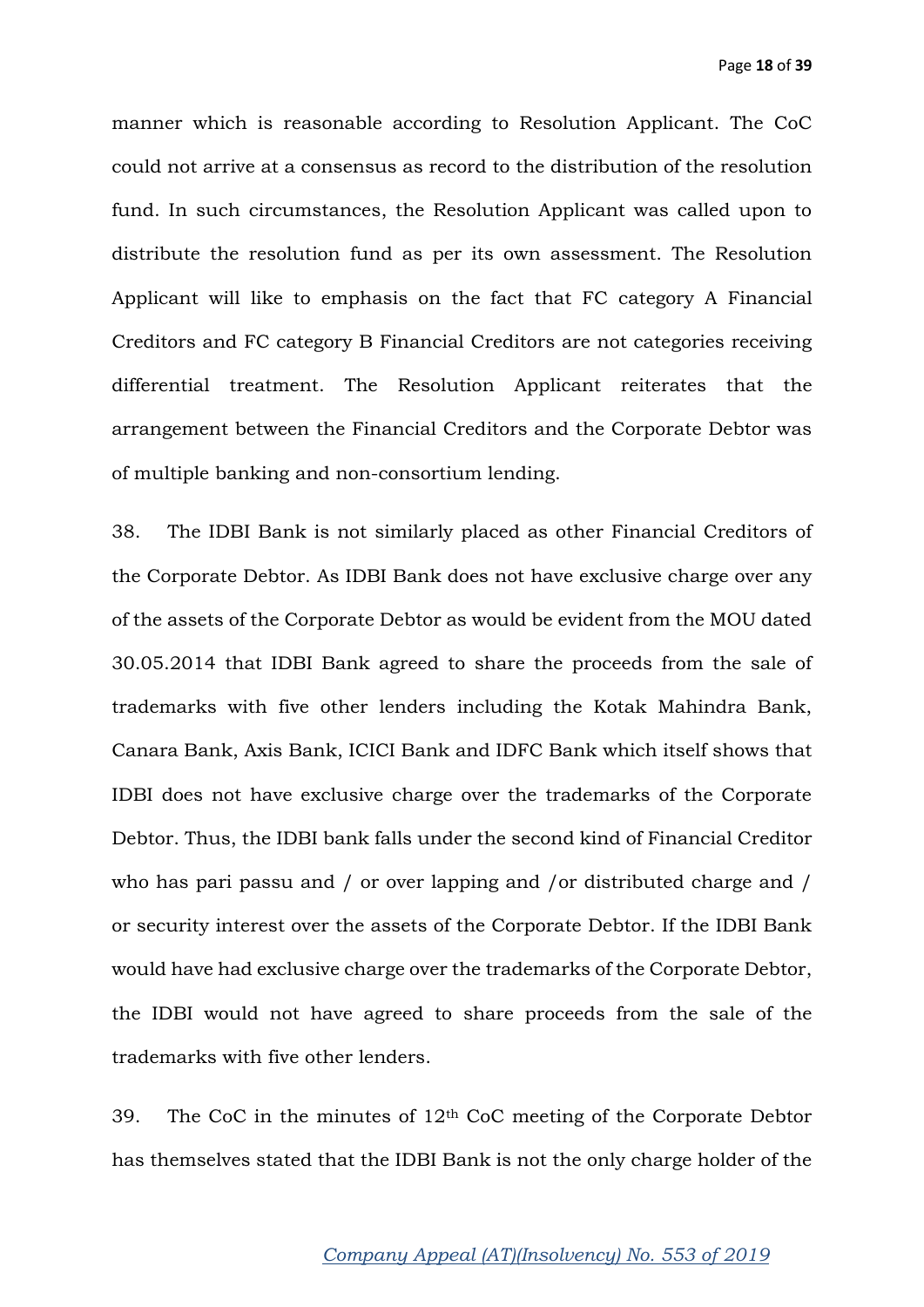manner which is reasonable according to Resolution Applicant. The CoC could not arrive at a consensus as record to the distribution of the resolution fund. In such circumstances, the Resolution Applicant was called upon to distribute the resolution fund as per its own assessment. The Resolution Applicant will like to emphasis on the fact that FC category A Financial Creditors and FC category B Financial Creditors are not categories receiving differential treatment. The Resolution Applicant reiterates that the arrangement between the Financial Creditors and the Corporate Debtor was of multiple banking and non-consortium lending.

38. The IDBI Bank is not similarly placed as other Financial Creditors of the Corporate Debtor. As IDBI Bank does not have exclusive charge over any of the assets of the Corporate Debtor as would be evident from the MOU dated 30.05.2014 that IDBI Bank agreed to share the proceeds from the sale of trademarks with five other lenders including the Kotak Mahindra Bank, Canara Bank, Axis Bank, ICICI Bank and IDFC Bank which itself shows that IDBI does not have exclusive charge over the trademarks of the Corporate Debtor. Thus, the IDBI bank falls under the second kind of Financial Creditor who has pari passu and / or over lapping and /or distributed charge and / or security interest over the assets of the Corporate Debtor. If the IDBI Bank would have had exclusive charge over the trademarks of the Corporate Debtor, the IDBI would not have agreed to share proceeds from the sale of the trademarks with five other lenders.

39. The CoC in the minutes of 12th CoC meeting of the Corporate Debtor has themselves stated that the IDBI Bank is not the only charge holder of the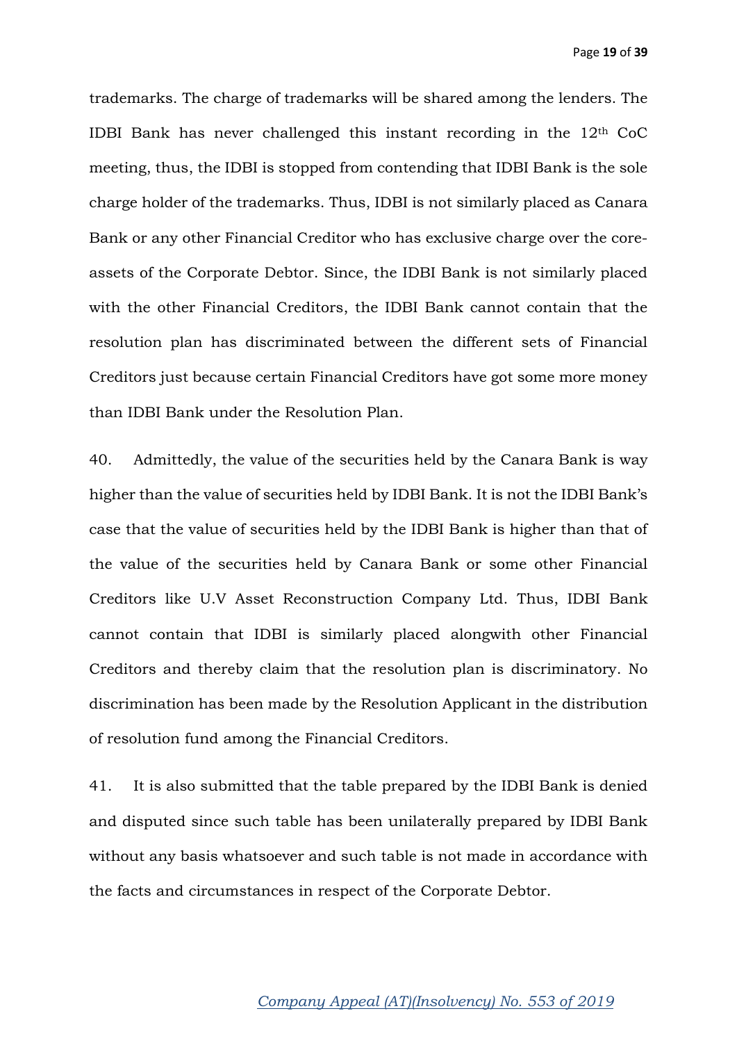trademarks. The charge of trademarks will be shared among the lenders. The IDBI Bank has never challenged this instant recording in the 12th CoC meeting, thus, the IDBI is stopped from contending that IDBI Bank is the sole charge holder of the trademarks. Thus, IDBI is not similarly placed as Canara Bank or any other Financial Creditor who has exclusive charge over the core-assets of the Corporate Debtor. Since, the IDBI Bank is not similarly placed with the other Financial Creditors, the IDBI Bank cannot contain that the resolution plan has discriminated between the different sets of Financial Creditors just because certain Financial Creditors have got some more money than IDBI Bank under the Resolution Plan.

40. Admittedly, the value of the securities held by the Canara Bank is way higher than the value of securities held by IDBI Bank. It is not the IDBI Bank's case that the value of securities held by the IDBI Bank is higher than that of the value of the securities held by Canara Bank or some other Financial Creditors like U.V Asset Reconstruction Company Ltd. Thus, IDBI Bank cannot contain that IDBI is similarly placed alongwith other Financial Creditors and thereby claim that the resolution plan is discriminatory. No discrimination has been made by the Resolution Applicant in the distribution of resolution fund among the Financial Creditors.

41. It is also submitted that the table prepared by the IDBI Bank is denied and disputed since such table has been unilaterally prepared by IDBI Bank without any basis whatsoever and such table is not made in accordance with the facts and circumstances in respect of the Corporate Debtor.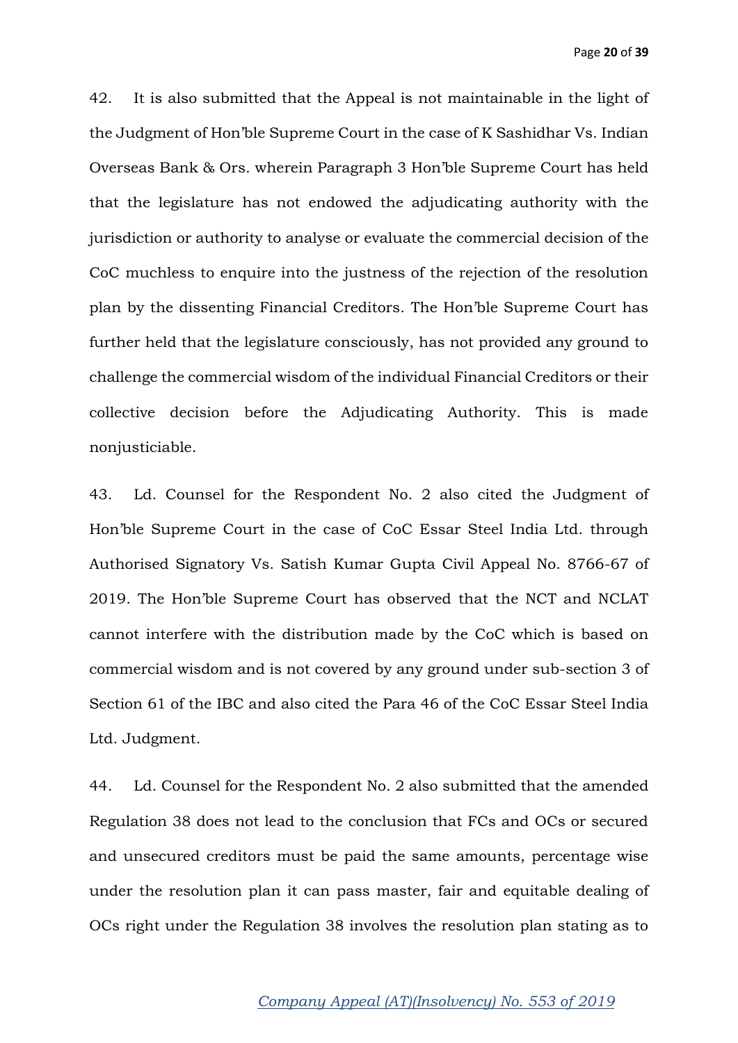42. It is also submitted that the Appeal is not maintainable in the light of the Judgment of Hon'ble Supreme Court in the case of K Sashidhar Vs. Indian Overseas Bank & Ors. wherein Paragraph 3 Hon'ble Supreme Court has held that the legislature has not endowed the adjudicating authority with the jurisdiction or authority to analyse or evaluate the commercial decision of the CoC muchless to enquire into the justness of the rejection of the resolution plan by the dissenting Financial Creditors. The Hon'ble Supreme Court has further held that the legislature consciously, has not provided any ground to challenge the commercial wisdom of the individual Financial Creditors or their collective decision before the Adjudicating Authority. This is made nonjusticiable.

43. Ld. Counsel for the Respondent No. 2 also cited the Judgment of Hon'ble Supreme Court in the case of CoC Essar Steel India Ltd. through Authorised Signatory Vs. Satish Kumar Gupta Civil Appeal No. 8766-67 of 2019. The Hon'ble Supreme Court has observed that the NCT and NCLAT cannot interfere with the distribution made by the CoC which is based on commercial wisdom and is not covered by any ground under sub-section 3 of Section 61 of the IBC and also cited the Para 46 of the CoC Essar Steel India Ltd. Judgment.

44. Ld. Counsel for the Respondent No. 2 also submitted that the amended Regulation 38 does not lead to the conclusion that FCs and OCs or secured and unsecured creditors must be paid the same amounts, percentage wise under the resolution plan it can pass master, fair and equitable dealing of OCs right under the Regulation 38 involves the resolution plan stating as to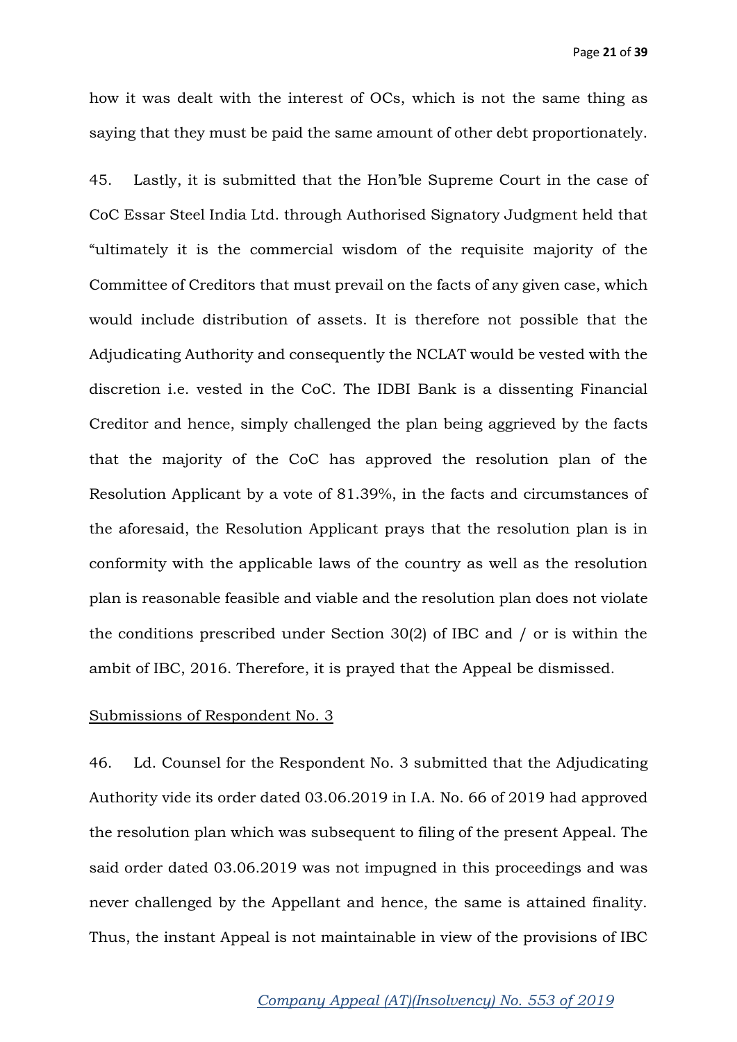how it was dealt with the interest of OCs, which is not the same thing as saying that they must be paid the same amount of other debt proportionately.

45. Lastly, it is submitted that the Hon'ble Supreme Court in the case of CoC Essar Steel India Ltd. through Authorised Signatory Judgment held that "ultimately it is the commercial wisdom of the requisite majority of the Committee of Creditors that must prevail on the facts of any given case, which would include distribution of assets. It is therefore not possible that the Adjudicating Authority and consequently the NCLAT would be vested with the discretion i.e. vested in the CoC. The IDBI Bank is a dissenting Financial Creditor and hence, simply challenged the plan being aggrieved by the facts that the majority of the CoC has approved the resolution plan of the Resolution Applicant by a vote of 81.39%, in the facts and circumstances of the aforesaid, the Resolution Applicant prays that the resolution plan is in conformity with the applicable laws of the country as well as the resolution plan is reasonable feasible and viable and the resolution plan does not violate the conditions prescribed under Section 30(2) of IBC and / or is within the ambit of IBC, 2016. Therefore, it is prayed that the Appeal be dismissed.

<u>Submissions of Respondent No. 3</u>

46. Ld. Counsel for the Respondent No. 3 submitted that the Adjudicating Authority vide its order dated 03.06.2019 in I.A. No. 66 of 2019 had approved the resolution plan which was subsequent to filing of the present Appeal. The said order dated 03.06.2019 was not impugned in this proceedings and was never challenged by the Appellant and hence, the same is attained finality. Thus, the instant Appeal is not maintainable in view of the provisions of IBC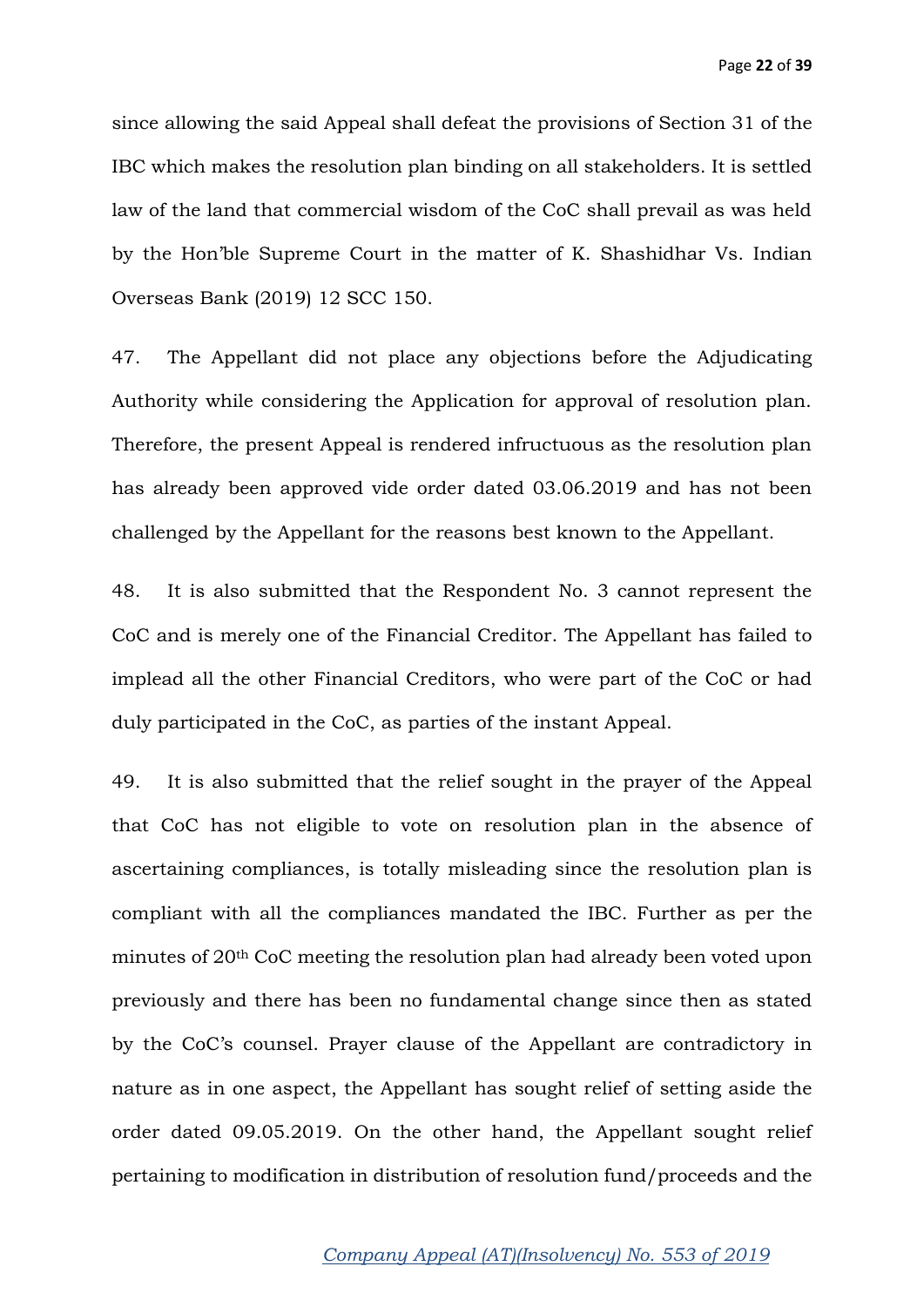since allowing the said Appeal shall defeat the provisions of Section 31 of the IBC which makes the resolution plan binding on all stakeholders. It is settled law of the land that commercial wisdom of the CoC shall prevail as was held by the Hon'ble Supreme Court in the matter of K. Shashidhar Vs. Indian Overseas Bank (2019) 12 SCC 150.

47. The Appellant did not place any objections before the Adjudicating Authority while considering the Application for approval of resolution plan. Therefore, the present Appeal is rendered infructuous as the resolution plan has already been approved vide order dated 03.06.2019 and has not been challenged by the Appellant for the reasons best known to the Appellant.

48. It is also submitted that the Respondent No. 3 cannot represent the CoC and is merely one of the Financial Creditor. The Appellant has failed to implead all the other Financial Creditors, who were part of the CoC or had duly participated in the CoC, as parties of the instant Appeal.

49. It is also submitted that the relief sought in the prayer of the Appeal that CoC has not eligible to vote on resolution plan in the absence of ascertaining compliances, is totally misleading since the resolution plan is compliant with all the compliances mandated the IBC. Further as per the minutes of 20th CoC meeting the resolution plan had already been voted upon previously and there has been no fundamental change since then as stated by the CoC's counsel. Prayer clause of the Appellant are contradictory in nature as in one aspect, the Appellant has sought relief of setting aside the order dated 09.05.2019. On the other hand, the Appellant sought relief pertaining to modification in distribution of resolution fund/proceeds and the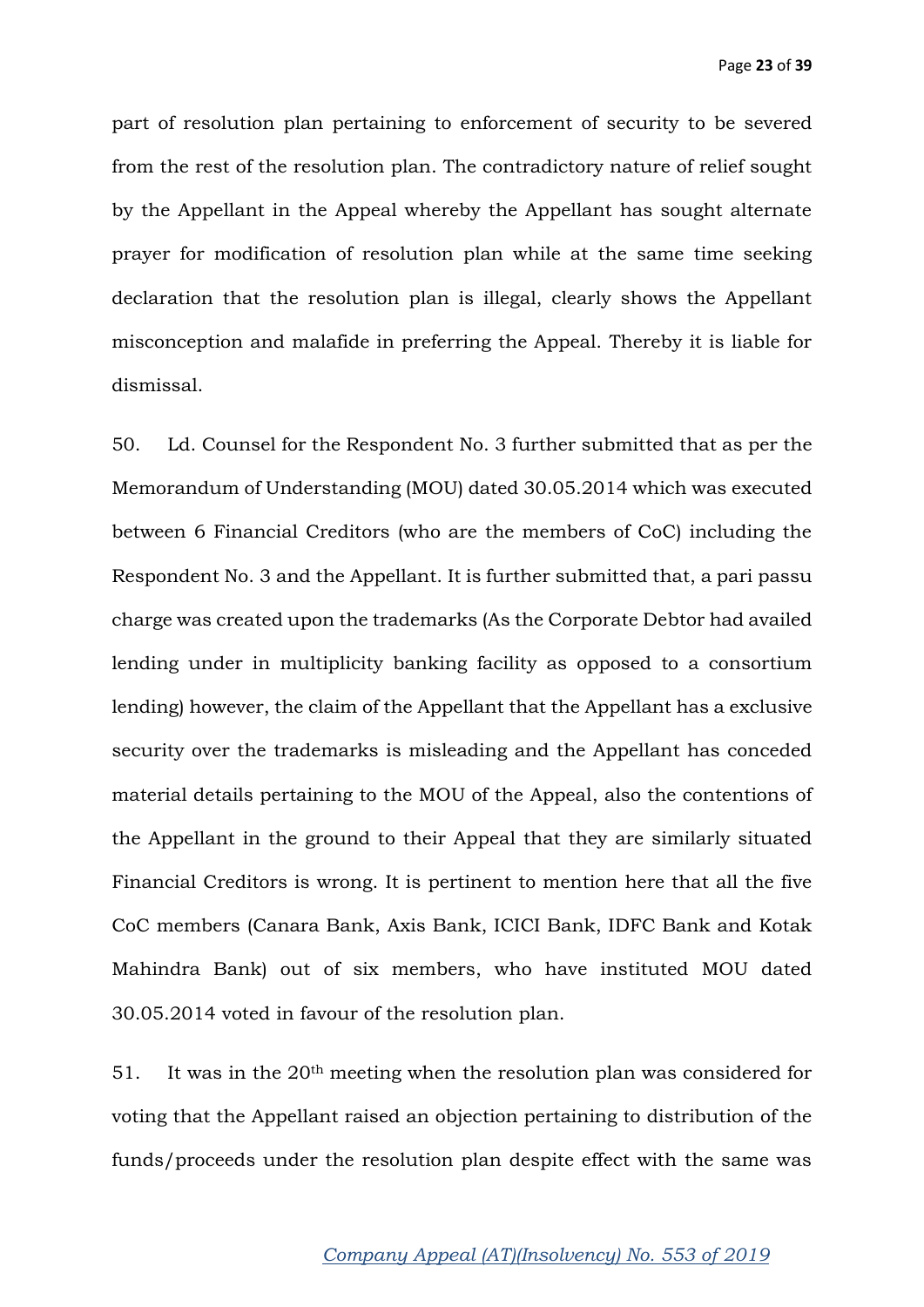part of resolution plan pertaining to enforcement of security to be severed from the rest of the resolution plan. The contradictory nature of relief sought by the Appellant in the Appeal whereby the Appellant has sought alternate prayer for modification of resolution plan while at the same time seeking declaration that the resolution plan is illegal, clearly shows the Appellant misconception and malafide in preferring the Appeal. Thereby it is liable for dismissal.

50. Ld. Counsel for the Respondent No. 3 further submitted that as per the Memorandum of Understanding (MOU) dated 30.05.2014 which was executed between 6 Financial Creditors (who are the members of CoC) including the Respondent No. 3 and the Appellant. It is further submitted that, a pari passu charge was created upon the trademarks (As the Corporate Debtor had availed lending under in multiplicity banking facility as opposed to a consortium lending) however, the claim of the Appellant that the Appellant has a exclusive security over the trademarks is misleading and the Appellant has conceded material details pertaining to the MOU of the Appeal, also the contentions of the Appellant in the ground to their Appeal that they are similarly situated Financial Creditors is wrong. It is pertinent to mention here that all the five CoC members (Canara Bank, Axis Bank, ICICI Bank, IDFC Bank and Kotak Mahindra Bank) out of six members, who have instituted MOU dated 30.05.2014 voted in favour of the resolution plan.

51. It was in the 20th meeting when the resolution plan was considered for voting that the Appellant raised an objection pertaining to distribution of the funds/proceeds under the resolution plan despite effect with the same was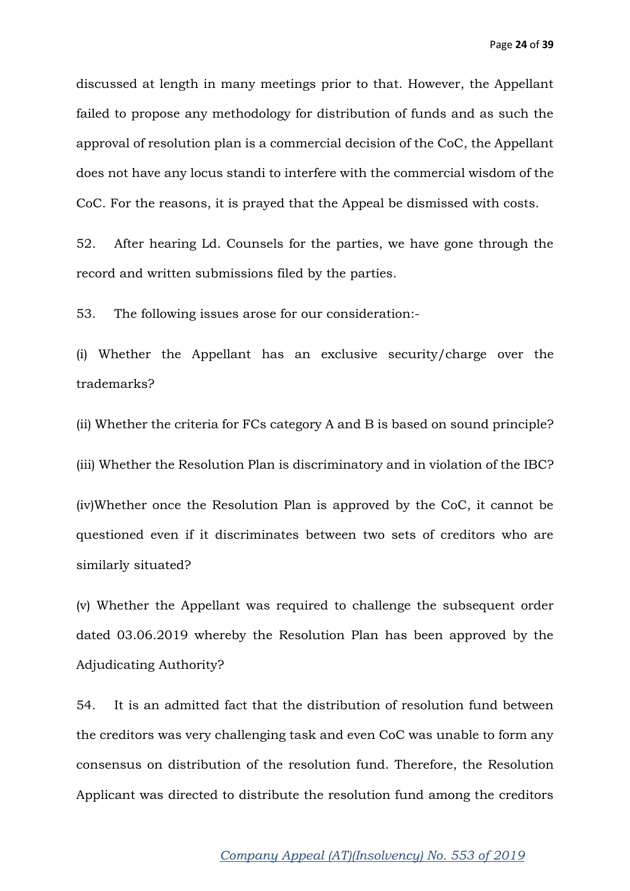discussed at length in many meetings prior to that. However, the Appellant failed to propose any methodology for distribution of funds and as such the approval of resolution plan is a commercial decision of the CoC, the Appellant does not have any locus standi to interfere with the commercial wisdom of the CoC. For the reasons, it is prayed that the Appeal be dismissed with costs.

52. After hearing Ld. Counsels for the parties, we have gone through the record and written submissions filed by the parties.

53. The following issues arose for our consideration:-

(i) Whether the Appellant has an exclusive security/charge over the trademarks?

(ii) Whether the criteria for FCs category A and B is based on sound principle?

(iii) Whether the Resolution Plan is discriminatory and in violation of the IBC?

(iv)Whether once the Resolution Plan is approved by the CoC, it cannot be questioned even if it discriminates between two sets of creditors who are similarly situated?

(v) Whether the Appellant was required to challenge the subsequent order dated 03.06.2019 whereby the Resolution Plan has been approved by the Adjudicating Authority?

54. It is an admitted fact that the distribution of resolution fund between the creditors was very challenging task and even CoC was unable to form any consensus on distribution of the resolution fund. Therefore, the Resolution Applicant was directed to distribute the resolution fund among the creditors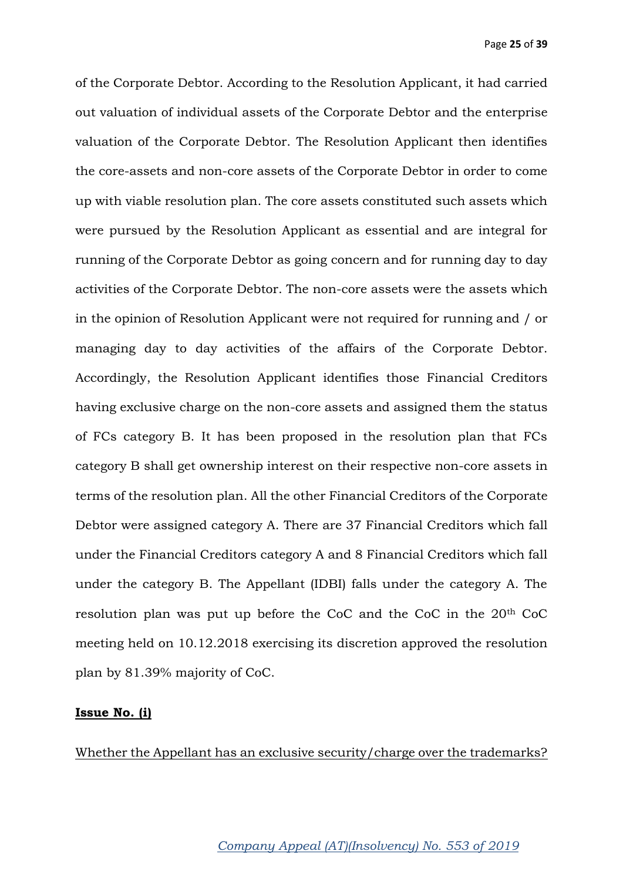of the Corporate Debtor. According to the Resolution Applicant, it had carried out valuation of individual assets of the Corporate Debtor and the enterprise valuation of the Corporate Debtor. The Resolution Applicant then identifies the core-assets and non-core assets of the Corporate Debtor in order to come up with viable resolution plan. The core assets constituted such assets which were pursued by the Resolution Applicant as essential and are integral for running of the Corporate Debtor as going concern and for running day to day activities of the Corporate Debtor. The non-core assets were the assets which in the opinion of Resolution Applicant were not required for running and / or managing day to day activities of the affairs of the Corporate Debtor. Accordingly, the Resolution Applicant identifies those Financial Creditors having exclusive charge on the non-core assets and assigned them the status of FCs category B. It has been proposed in the resolution plan that FCs category B shall get ownership interest on their respective non-core assets in terms of the resolution plan. All the other Financial Creditors of the Corporate Debtor were assigned category A. There are 37 Financial Creditors which fall under the Financial Creditors category A and 8 Financial Creditors which fall under the category B. The Appellant (IDBI) falls under the category A. The resolution plan was put up before the CoC and the CoC in the 20th CoC meeting held on 10.12.2018 exercising its discretion approved the resolution plan by 81.39% majority of CoC.

**Issue No. (i)**

Whether the Appellant has an exclusive security/charge over the trademarks?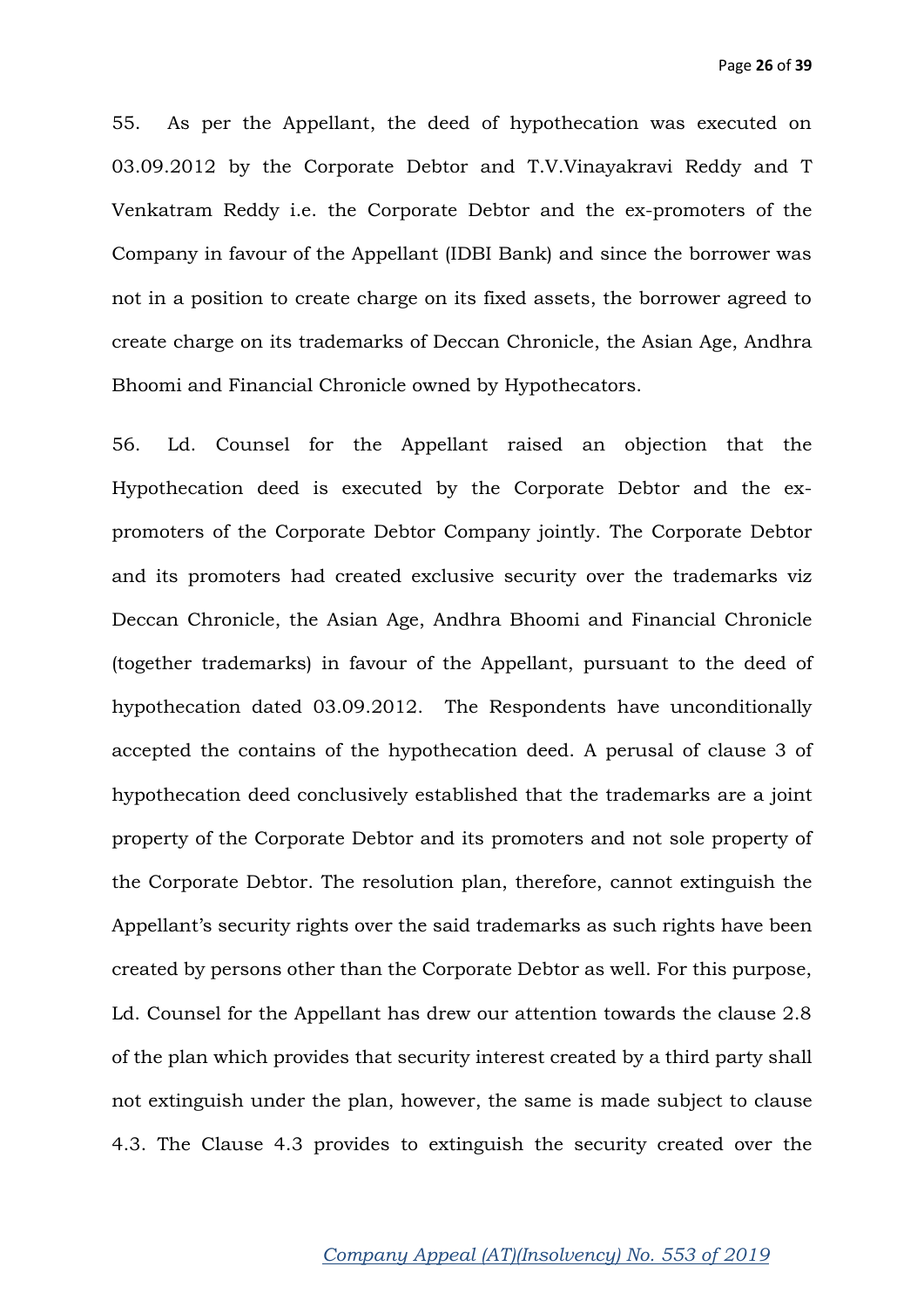55. As per the Appellant, the deed of hypothecation was executed on 03.09.2012 by the Corporate Debtor and T.V.Vinayakravi Reddy and T Venkatram Reddy i.e. the Corporate Debtor and the ex-promoters of the Company in favour of the Appellant (IDBI Bank) and since the borrower was not in a position to create charge on its fixed assets, the borrower agreed to create charge on its trademarks of Deccan Chronicle, the Asian Age, Andhra Bhoomi and Financial Chronicle owned by Hypothecators.

56. Ld. Counsel for the Appellant raised an objection that the Hypothecation deed is executed by the Corporate Debtor and the ex-promoters of the Corporate Debtor Company jointly. The Corporate Debtor and its promoters had created exclusive security over the trademarks viz Deccan Chronicle, the Asian Age, Andhra Bhoomi and Financial Chronicle (together trademarks) in favour of the Appellant, pursuant to the deed of hypothecation dated 03.09.2012. The Respondents have unconditionally accepted the contains of the hypothecation deed. A perusal of clause 3 of hypothecation deed conclusively established that the trademarks are a joint property of the Corporate Debtor and its promoters and not sole property of the Corporate Debtor. The resolution plan, therefore, cannot extinguish the Appellant's security rights over the said trademarks as such rights have been created by persons other than the Corporate Debtor as well. For this purpose, Ld. Counsel for the Appellant has drew our attention towards the clause 2.8 of the plan which provides that security interest created by a third party shall not extinguish under the plan, however, the same is made subject to clause 4.3. The Clause 4.3 provides to extinguish the security created over the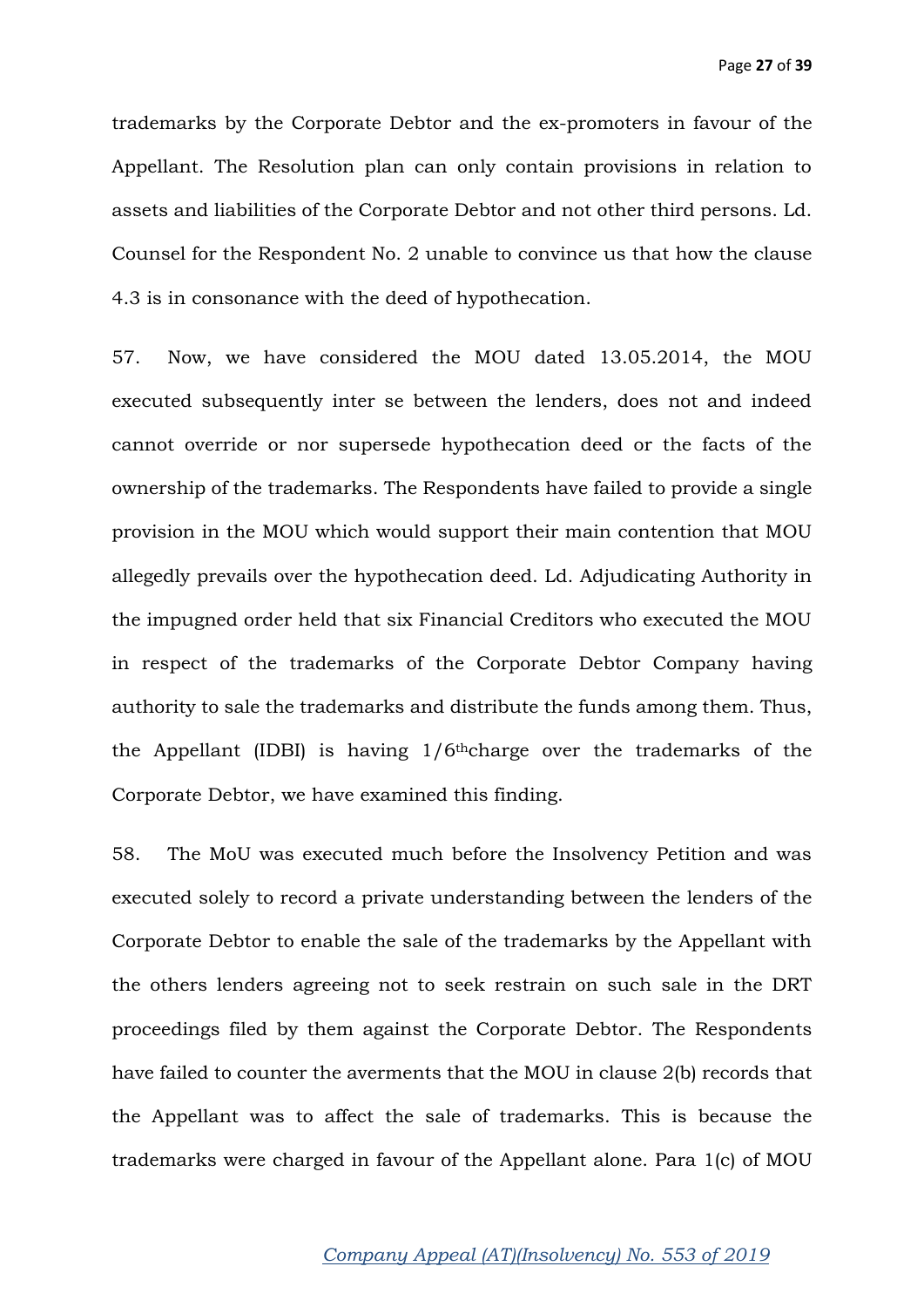trademarks by the Corporate Debtor and the ex-promoters in favour of the Appellant. The Resolution plan can only contain provisions in relation to assets and liabilities of the Corporate Debtor and not other third persons. Ld. Counsel for the Respondent No. 2 unable to convince us that how the clause 4.3 is in consonance with the deed of hypothecation.

57. Now, we have considered the MOU dated 13.05.2014, the MOU executed subsequently inter se between the lenders, does not and indeed cannot override or nor supersede hypothecation deed or the facts of the ownership of the trademarks. The Respondents have failed to provide a single provision in the MOU which would support their main contention that MOU allegedly prevails over the hypothecation deed. Ld. Adjudicating Authority in the impugned order held that six Financial Creditors who executed the MOU in respect of the trademarks of the Corporate Debtor Company having authority to sale the trademarks and distribute the funds among them. Thus, the Appellant (IDBI) is having 1/6thcharge over the trademarks of the Corporate Debtor, we have examined this finding.

58. The MoU was executed much before the Insolvency Petition and was executed solely to record a private understanding between the lenders of the Corporate Debtor to enable the sale of the trademarks by the Appellant with the others lenders agreeing not to seek restrain on such sale in the DRT proceedings filed by them against the Corporate Debtor. The Respondents have failed to counter the averments that the MOU in clause 2(b) records that the Appellant was to affect the sale of trademarks. This is because the trademarks were charged in favour of the Appellant alone. Para 1(c) of MOU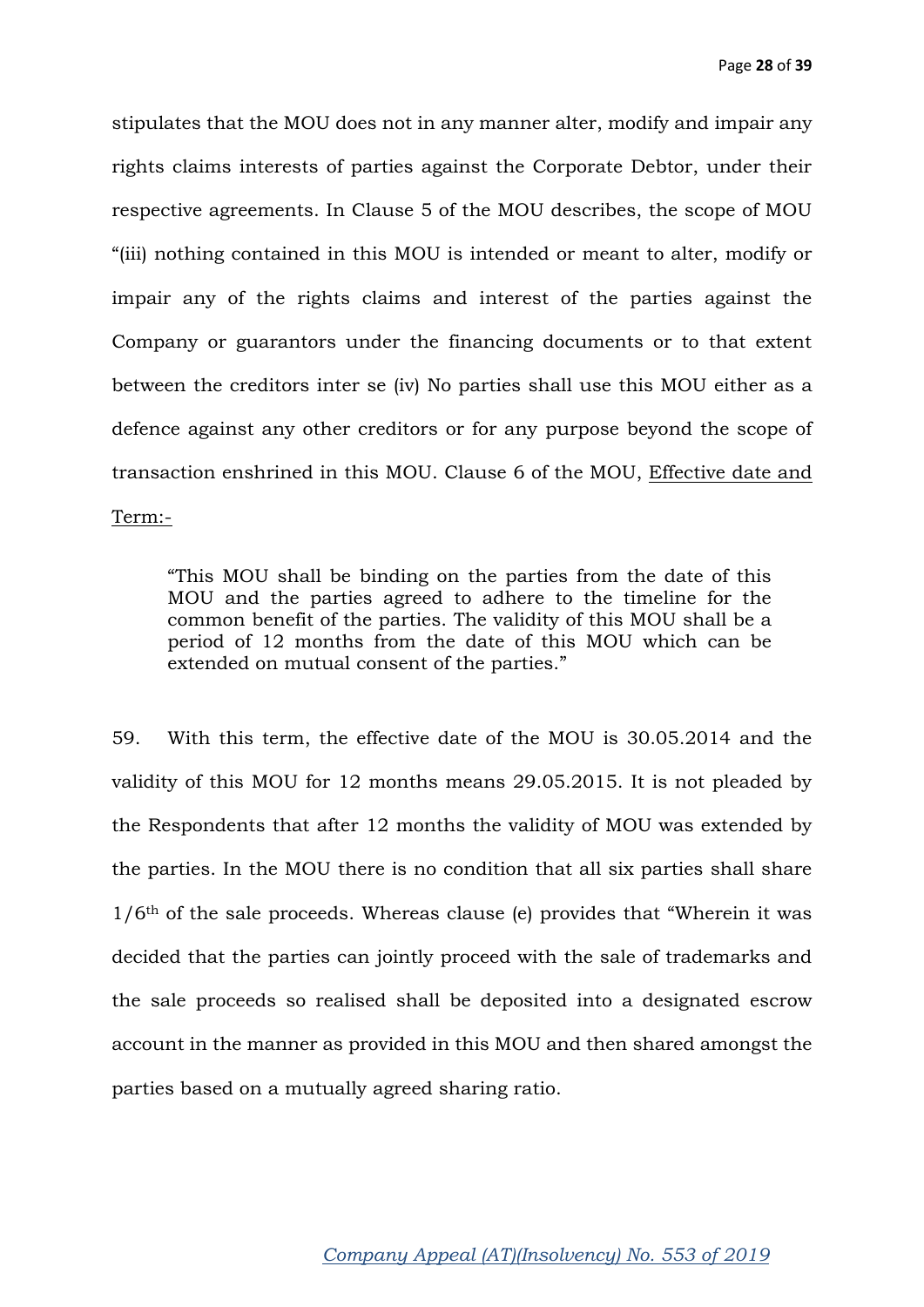stipulates that the MOU does not in any manner alter, modify and impair any rights claims interests of parties against the Corporate Debtor, under their respective agreements. In Clause 5 of the MOU describes, the scope of MOU "(iii) nothing contained in this MOU is intended or meant to alter, modify or impair any of the rights claims and interest of the parties against the Company or guarantors under the financing documents or to that extent between the creditors inter se (iv) No parties shall use this MOU either as a defence against any other creditors or for any purpose beyond the scope of transaction enshrined in this MOU. Clause 6 of the MOU, Effective date and Term:-

> "This MOU shall be binding on the parties from the date of this MOU and the parties agreed to adhere to the timeline for the common benefit of the parties. The validity of this MOU shall be a period of 12 months from the date of this MOU which can be extended on mutual consent of the parties."

59. With this term, the effective date of the MOU is 30.05.2014 and the validity of this MOU for 12 months means 29.05.2015. It is not pleaded by the Respondents that after 12 months the validity of MOU was extended by the parties. In the MOU there is no condition that all six parties shall share 1/6th of the sale proceeds. Whereas clause (e) provides that "Wherein it was decided that the parties can jointly proceed with the sale of trademarks and the sale proceeds so realised shall be deposited into a designated escrow account in the manner as provided in this MOU and then shared amongst the parties based on a mutually agreed sharing ratio.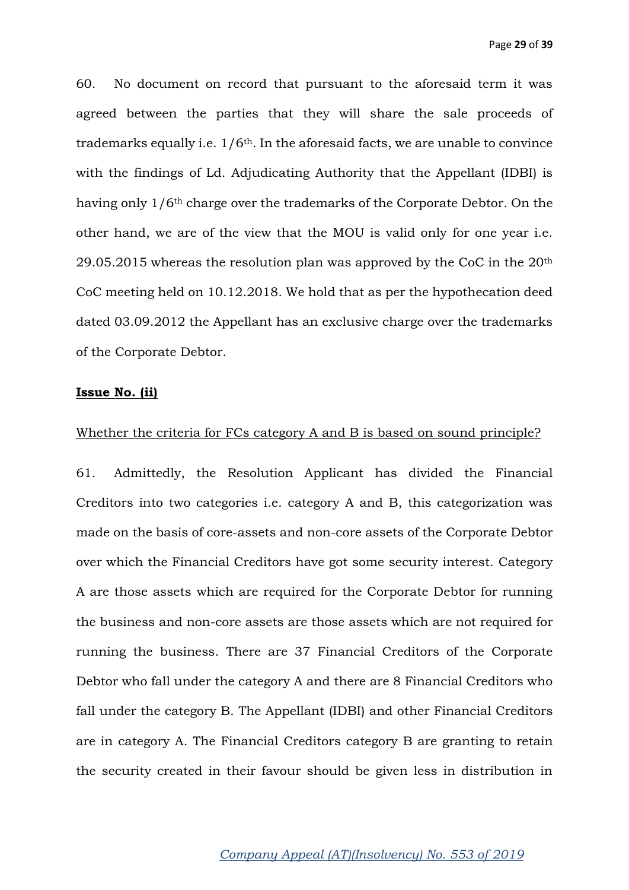60. No document on record that pursuant to the aforesaid term it was agreed between the parties that they will share the sale proceeds of trademarks equally i.e. 1/6th. In the aforesaid facts, we are unable to convince with the findings of Ld. Adjudicating Authority that the Appellant (IDBI) is having only 1/6th charge over the trademarks of the Corporate Debtor. On the other hand, we are of the view that the MOU is valid only for one year i.e. 29.05.2015 whereas the resolution plan was approved by the CoC in the 20th CoC meeting held on 10.12.2018. We hold that as per the hypothecation deed dated 03.09.2012 the Appellant has an exclusive charge over the trademarks of the Corporate Debtor.

**Issue No. (ii)**

Whether the criteria for FCs category A and B is based on sound principle?

61. Admittedly, the Resolution Applicant has divided the Financial Creditors into two categories i.e. category A and B, this categorization was made on the basis of core-assets and non-core assets of the Corporate Debtor over which the Financial Creditors have got some security interest. Category A are those assets which are required for the Corporate Debtor for running the business and non-core assets are those assets which are not required for running the business. There are 37 Financial Creditors of the Corporate Debtor who fall under the category A and there are 8 Financial Creditors who fall under the category B. The Appellant (IDBI) and other Financial Creditors are in category A. The Financial Creditors category B are granting to retain the security created in their favour should be given less in distribution in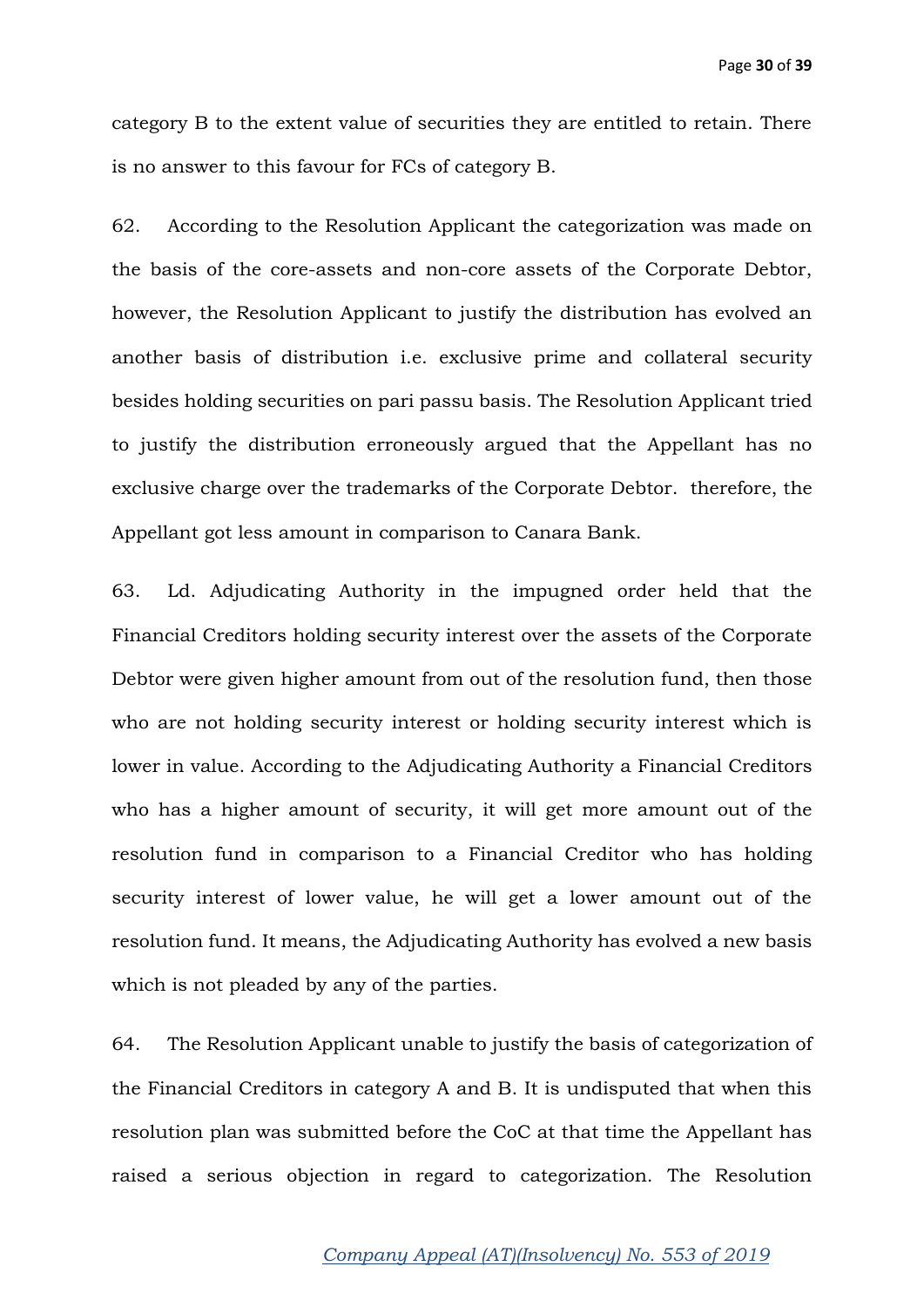category B to the extent value of securities they are entitled to retain. There is no answer to this favour for FCs of category B.

62. According to the Resolution Applicant the categorization was made on the basis of the core-assets and non-core assets of the Corporate Debtor, however, the Resolution Applicant to justify the distribution has evolved an another basis of distribution i.e. exclusive prime and collateral security besides holding securities on pari passu basis. The Resolution Applicant tried to justify the distribution erroneously argued that the Appellant has no exclusive charge over the trademarks of the Corporate Debtor. therefore, the Appellant got less amount in comparison to Canara Bank.

63. Ld. Adjudicating Authority in the impugned order held that the Financial Creditors holding security interest over the assets of the Corporate Debtor were given higher amount from out of the resolution fund, then those who are not holding security interest or holding security interest which is lower in value. According to the Adjudicating Authority a Financial Creditors who has a higher amount of security, it will get more amount out of the resolution fund in comparison to a Financial Creditor who has holding security interest of lower value, he will get a lower amount out of the resolution fund. It means, the Adjudicating Authority has evolved a new basis which is not pleaded by any of the parties.

64. The Resolution Applicant unable to justify the basis of categorization of the Financial Creditors in category A and B. It is undisputed that when this resolution plan was submitted before the CoC at that time the Appellant has raised a serious objection in regard to categorization. The Resolution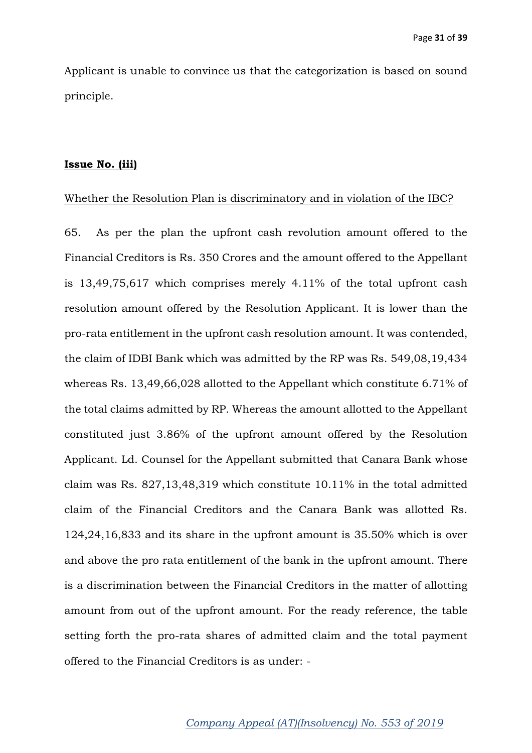Applicant is unable to convince us that the categorization is based on sound principle.

**Issue No. (iii)**

Whether the Resolution Plan is discriminatory and in violation of the IBC?

65. As per the plan the upfront cash revolution amount offered to the Financial Creditors is Rs. 350 Crores and the amount offered to the Appellant is 13,49,75,617 which comprises merely 4.11% of the total upfront cash resolution amount offered by the Resolution Applicant. It is lower than the pro-rata entitlement in the upfront cash resolution amount. It was contended, the claim of IDBI Bank which was admitted by the RP was Rs. 549,08,19,434 whereas Rs. 13,49,66,028 allotted to the Appellant which constitute 6.71% of the total claims admitted by RP. Whereas the amount allotted to the Appellant constituted just 3.86% of the upfront amount offered by the Resolution Applicant. Ld. Counsel for the Appellant submitted that Canara Bank whose claim was Rs. 827,13,48,319 which constitute 10.11% in the total admitted claim of the Financial Creditors and the Canara Bank was allotted Rs. 124,24,16,833 and its share in the upfront amount is 35.50% which is over and above the pro rata entitlement of the bank in the upfront amount. There is a discrimination between the Financial Creditors in the matter of allotting amount from out of the upfront amount. For the ready reference, the table setting forth the pro-rata shares of admitted claim and the total payment offered to the Financial Creditors is as under: -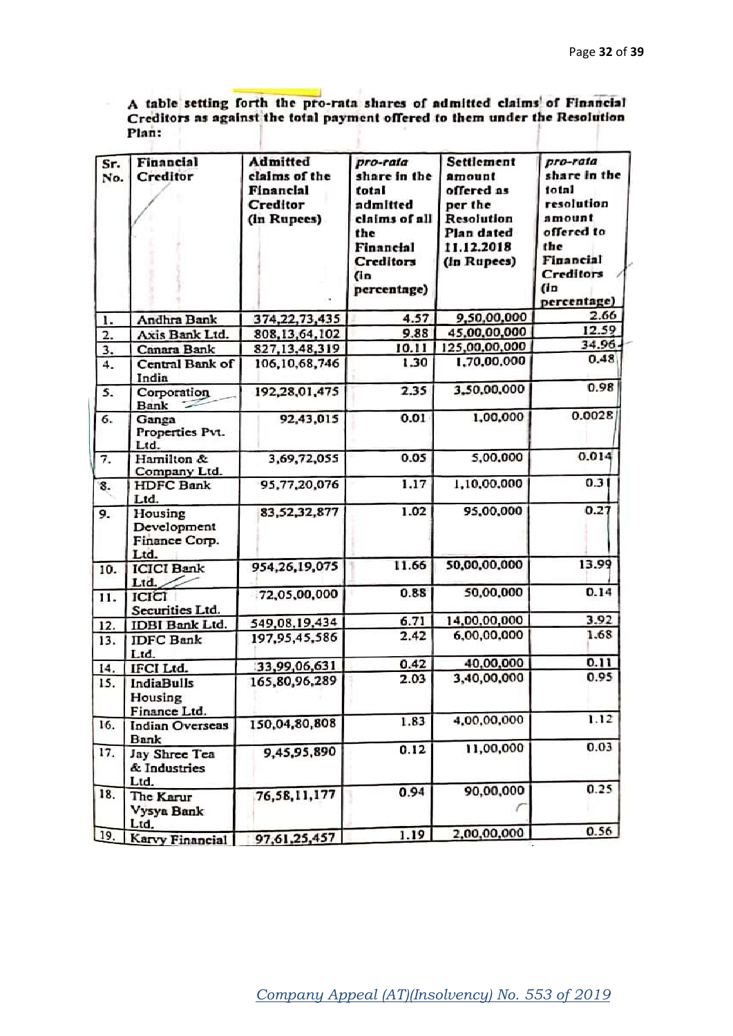**A table setting forth the pro-rata shares of admitted claims of Financial Creditors as against the total payment offered to them under the Resolution Plan:**

| Sr. No. | Financial Creditor | Admitted claims of the Financial Creditor (In Rupees) | *pro-rata* share in the total admitted claims of all the Financial Creditors (in percentage) | Settlement amount offered as per the Resolution Plan dated 11.12.2018 (In Rupees) | *pro-rata* share in the total resolution amount offered to the Financial Creditors (in percentage) |
|---|---|---|---|---|---|
| 1. | Andhra Bank | 374,22,73,435 | 4.57 | 9,50,00,000 | 2.66 |
| 2. | Axis Bank Ltd. | 808,13,64,102 | 9.88 | 45,00,00,000 | 12.59 |
| 3. | Canara Bank | 827,13,48,319 | 10.11 | 125,00,00,000 | 34.96 |
| 4. | Central Bank of India | 106,10,68,746 | 1.30 | 1,70,00,000 | 0.48 |
| 5. | Corporation Bank | 192,28,01,475 | 2.35 | 3,50,00,000 | 0.98 |
| 6. | Ganga Properties Pvt. Ltd. | 92,43,015 | 0.01 | 1,00,000 | 0.0028 |
| 7. | Hamilton & Company Ltd. | 3,69,72,055 | 0.05 | 5,00,000 | 0.014 |
| 8. | HDFC Bank Ltd. | 95,77,20,076 | 1.17 | 1,10,00,000 | 0.31 |
| 9. | Housing Development Finance Corp. Ltd. | 83,52,32,877 | 1.02 | 95,00,000 | 0.27 |
| 10. | ICICI Bank Ltd. | 954,26,19,075 | 11.66 | 50,00,00,000 | 13.99 |
| 11. | ICICI Securities Ltd. | 72,05,00,000 | 0.88 | 50,00,000 | 0.14 |
| 12. | IDBI Bank Ltd. | 549,08,19,434 | 6.71 | 14,00,00,000 | 3.92 |
| 13. | IDFC Bank Ltd. | 197,95,45,586 | 2.42 | 6,00,00,000 | 1.68 |
| 14. | IFCI Ltd. | 33,99,06,631 | 0.42 | 40,00,000 | 0.11 |
| 15. | IndiaBulls Housing Finance Ltd. | 165,80,96,289 | 2.03 | 3,40,00,000 | 0.95 |
| 16. | Indian Overseas Bank | 150,04,80,808 | 1.83 | 4,00,00,000 | 1.12 |
| 17. | Jay Shree Tea & Industries Ltd. | 9,45,95,890 | 0.12 | 11,00,000 | 0.03 |
| 18. | The Karur Vysya Bank Ltd. | 76,58,11,177 | 0.94 | 90,00,000 | 0.25 |
| 19. | Karvy Financial | 97,61,25,457 | 1.19 | 2,00,00,000 | 0.56 |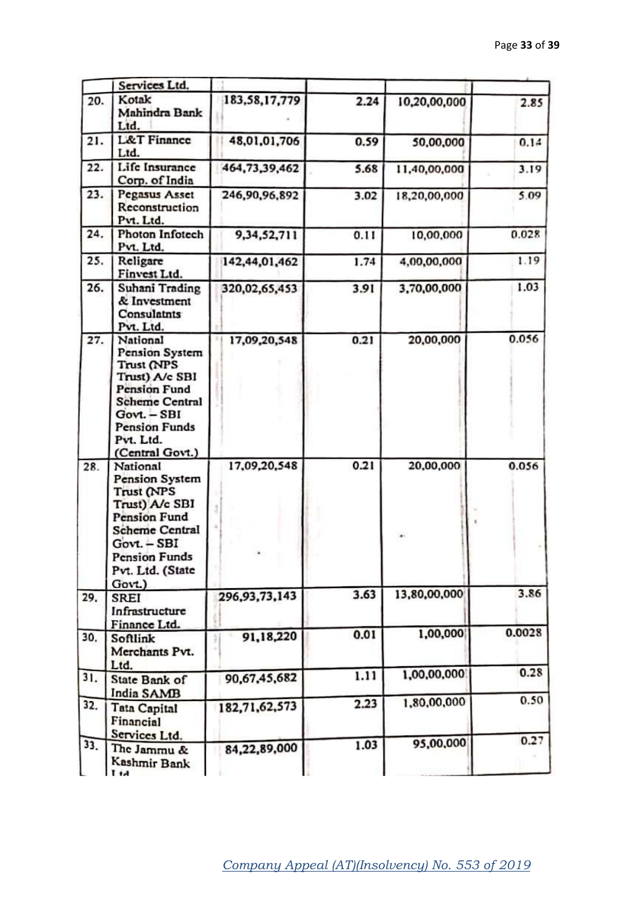|  |  |  |  |  |  |
|---|---|---|---|---|---|
|  | Services Ltd. |  |  |  |  |
| 20. | Kotak Mahindra Bank Ltd. | 183,58,17,779 | 2.24 | 10,20,00,000 | 2.85 |
| 21. | L&T Finance Ltd. | 48,01,01,706 | 0.59 | 50,00,000 | 0.14 |
| 22. | Life Insurance Corp. of India | 464,73,39,462 | 5.68 | 11,40,00,000 | 3.19 |
| 23. | Pegasus Asset Reconstruction Pvt. Ltd. | 246,90,96,892 | 3.02 | 18,20,00,000 | 5.09 |
| 24. | Photon Infotech Pvt. Ltd. | 9,34,52,711 | 0.11 | 10,00,000 | 0.028 |
| 25. | Religare Finvest Ltd. | 142,44,01,462 | 1.74 | 4,00,00,000 | 1.19 |
| 26. | Suhani Trading & Investment Consulatnts Pvt. Ltd. | 320,02,65,453 | 3.91 | 3,70,00,000 | 1.03 |
| 27. | National Pension System Trust (NPS Trust) A/c SBI Pension Fund Scheme Central Govt. – SBI Pension Funds Pvt. Ltd. (Central Govt.) | 17,09,20,548 | 0.21 | 20,00,000 | 0.056 |
| 28. | National Pension System Trust (NPS Trust) A/c SBI Pension Fund Scheme Central Govt. – SBI Pension Funds Pvt. Ltd. (State Govt.) | 17,09,20,548 | 0.21 | 20,00,000 | 0.056 |
| 29. | SREI Infrastructure Finance Ltd. | 296,93,73,143 | 3.63 | 13,80,00,000 | 3.86 |
| 30. | Softlink Merchants Pvt. Ltd. | 91,18,220 | 0.01 | 1,00,000 | 0.0028 |
| 31. | State Bank of India SAMB | 90,67,45,682 | 1.11 | 1,00,00,000 | 0.28 |
| 32. | Tata Capital Financial Services Ltd. | 182,71,62,573 | 2.23 | 1,80,00,000 | 0.50 |
| 33. | The Jammu & Kashmir Bank Ltd. | 84,22,89,000 | 1.03 | 95,00,000 | 0.27 |

*Company Appeal (AT)(Insolvency) No. 553 of 2019*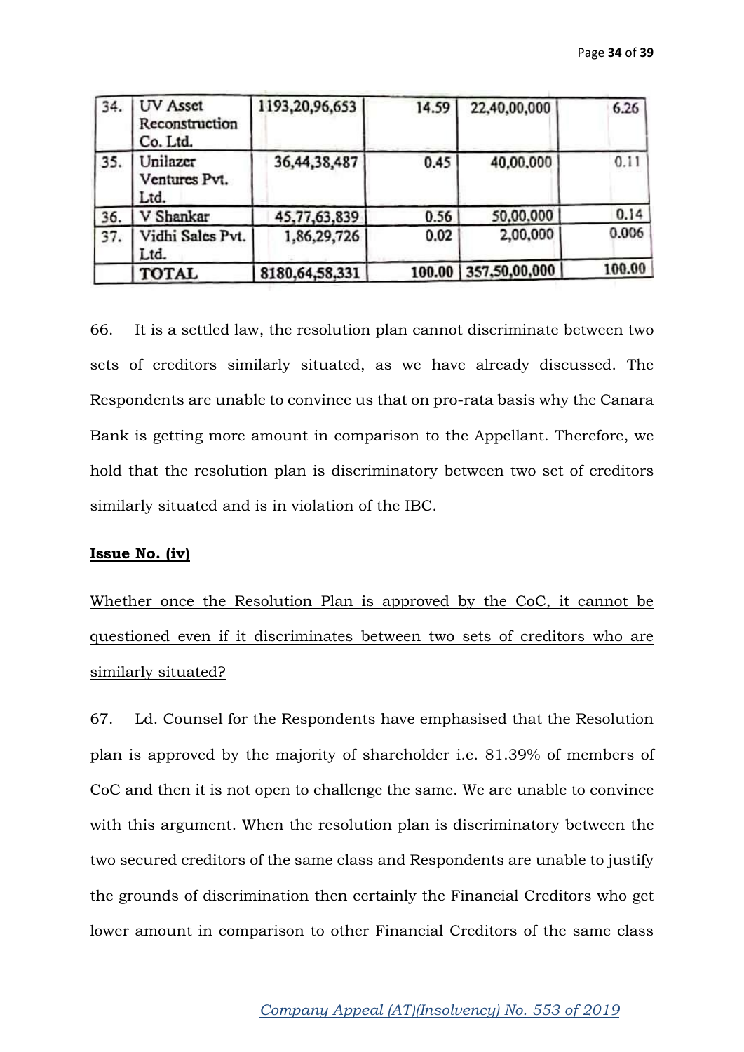| 34. | UV Asset Reconstruction Co. Ltd. | 1193,20,96,653 | 14.59 | 22,40,00,000 | 6.26 |
|---|---|---|---|---|---|
| 35. | Unilazer Ventures Pvt. Ltd. | 36,44,38,487 | 0.45 | 40,00,000 | 0.11 |
| 36. | V Shankar | 45,77,63,839 | 0.56 | 50,00,000 | 0.14 |
| 37. | Vidhi Sales Pvt. Ltd. | 1,86,29,726 | 0.02 | 2,00,000 | 0.006 |
| | **TOTAL** | 8180,64,58,331 | 100.00 | 357,50,00,000 | 100.00 |

66. It is a settled law, the resolution plan cannot discriminate between two sets of creditors similarly situated, as we have already discussed. The Respondents are unable to convince us that on pro-rata basis why the Canara Bank is getting more amount in comparison to the Appellant. Therefore, we hold that the resolution plan is discriminatory between two set of creditors similarly situated and is in violation of the IBC.

**Issue No. (iv)**

Whether once the Resolution Plan is approved by the CoC, it cannot be questioned even if it discriminates between two sets of creditors who are similarly situated?

67. Ld. Counsel for the Respondents have emphasised that the Resolution plan is approved by the majority of shareholder i.e. 81.39% of members of CoC and then it is not open to challenge the same. We are unable to convince with this argument. When the resolution plan is discriminatory between the two secured creditors of the same class and Respondents are unable to justify the grounds of discrimination then certainly the Financial Creditors who get lower amount in comparison to other Financial Creditors of the same class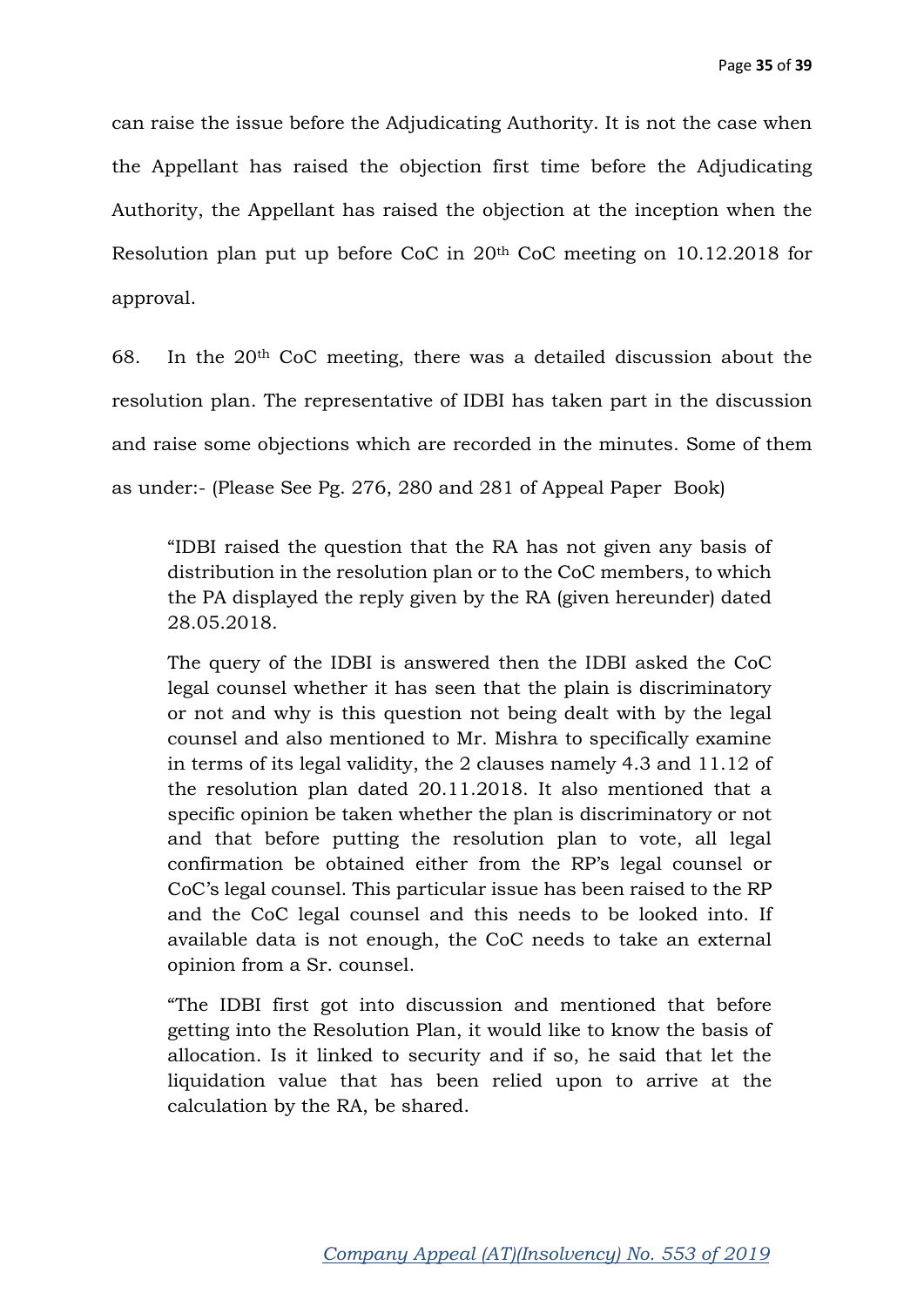can raise the issue before the Adjudicating Authority. It is not the case when the Appellant has raised the objection first time before the Adjudicating Authority, the Appellant has raised the objection at the inception when the Resolution plan put up before CoC in 20th CoC meeting on 10.12.2018 for approval.

68. In the 20th CoC meeting, there was a detailed discussion about the resolution plan. The representative of IDBI has taken part in the discussion and raise some objections which are recorded in the minutes. Some of them as under:- (Please See Pg. 276, 280 and 281 of Appeal Paper Book)

> "IDBI raised the question that the RA has not given any basis of distribution in the resolution plan or to the CoC members, to which the PA displayed the reply given by the RA (given hereunder) dated 28.05.2018.
>
> The query of the IDBI is answered then the IDBI asked the CoC legal counsel whether it has seen that the plain is discriminatory or not and why is this question not being dealt with by the legal counsel and also mentioned to Mr. Mishra to specifically examine in terms of its legal validity, the 2 clauses namely 4.3 and 11.12 of the resolution plan dated 20.11.2018. It also mentioned that a specific opinion be taken whether the plan is discriminatory or not and that before putting the resolution plan to vote, all legal confirmation be obtained either from the RP's legal counsel or CoC's legal counsel. This particular issue has been raised to the RP and the CoC legal counsel and this needs to be looked into. If available data is not enough, the CoC needs to take an external opinion from a Sr. counsel.
>
> "The IDBI first got into discussion and mentioned that before getting into the Resolution Plan, it would like to know the basis of allocation. Is it linked to security and if so, he said that let the liquidation value that has been relied upon to arrive at the calculation by the RA, be shared.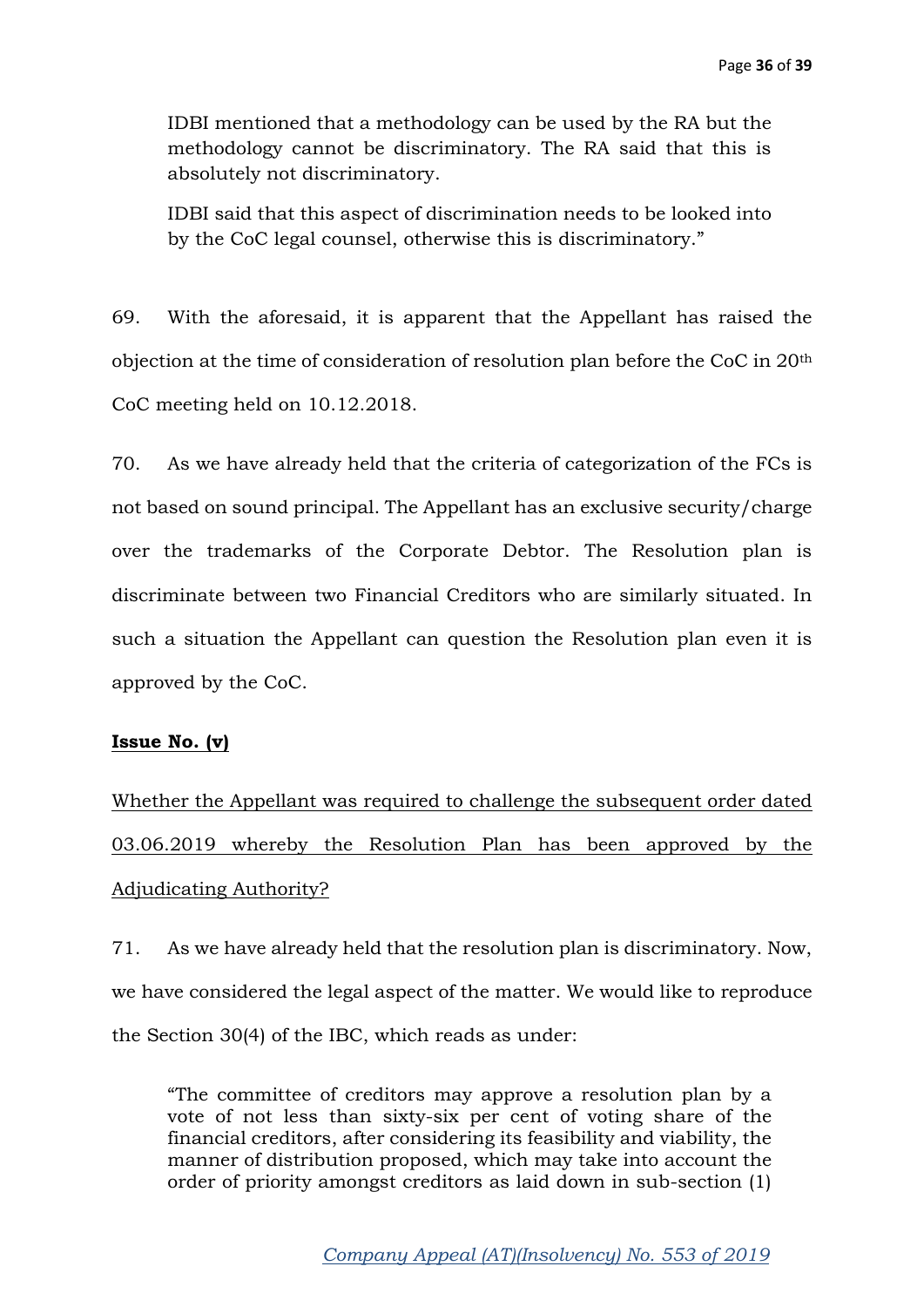> IDBI mentioned that a methodology can be used by the RA but the methodology cannot be discriminatory. The RA said that this is absolutely not discriminatory.
>
> IDBI said that this aspect of discrimination needs to be looked into by the CoC legal counsel, otherwise this is discriminatory."

69. With the aforesaid, it is apparent that the Appellant has raised the objection at the time of consideration of resolution plan before the CoC in 20th CoC meeting held on 10.12.2018.

70. As we have already held that the criteria of categorization of the FCs is not based on sound principal. The Appellant has an exclusive security/charge over the trademarks of the Corporate Debtor. The Resolution plan is discriminate between two Financial Creditors who are similarly situated. In such a situation the Appellant can question the Resolution plan even it is approved by the CoC.

**Issue No. (v)**

Whether the Appellant was required to challenge the subsequent order dated 03.06.2019 whereby the Resolution Plan has been approved by the Adjudicating Authority?

71. As we have already held that the resolution plan is discriminatory. Now, we have considered the legal aspect of the matter. We would like to reproduce the Section 30(4) of the IBC, which reads as under:

> "The committee of creditors may approve a resolution plan by a vote of not less than sixty-six per cent of voting share of the financial creditors, after considering its feasibility and viability, the manner of distribution proposed, which may take into account the order of priority amongst creditors as laid down in sub-section (1)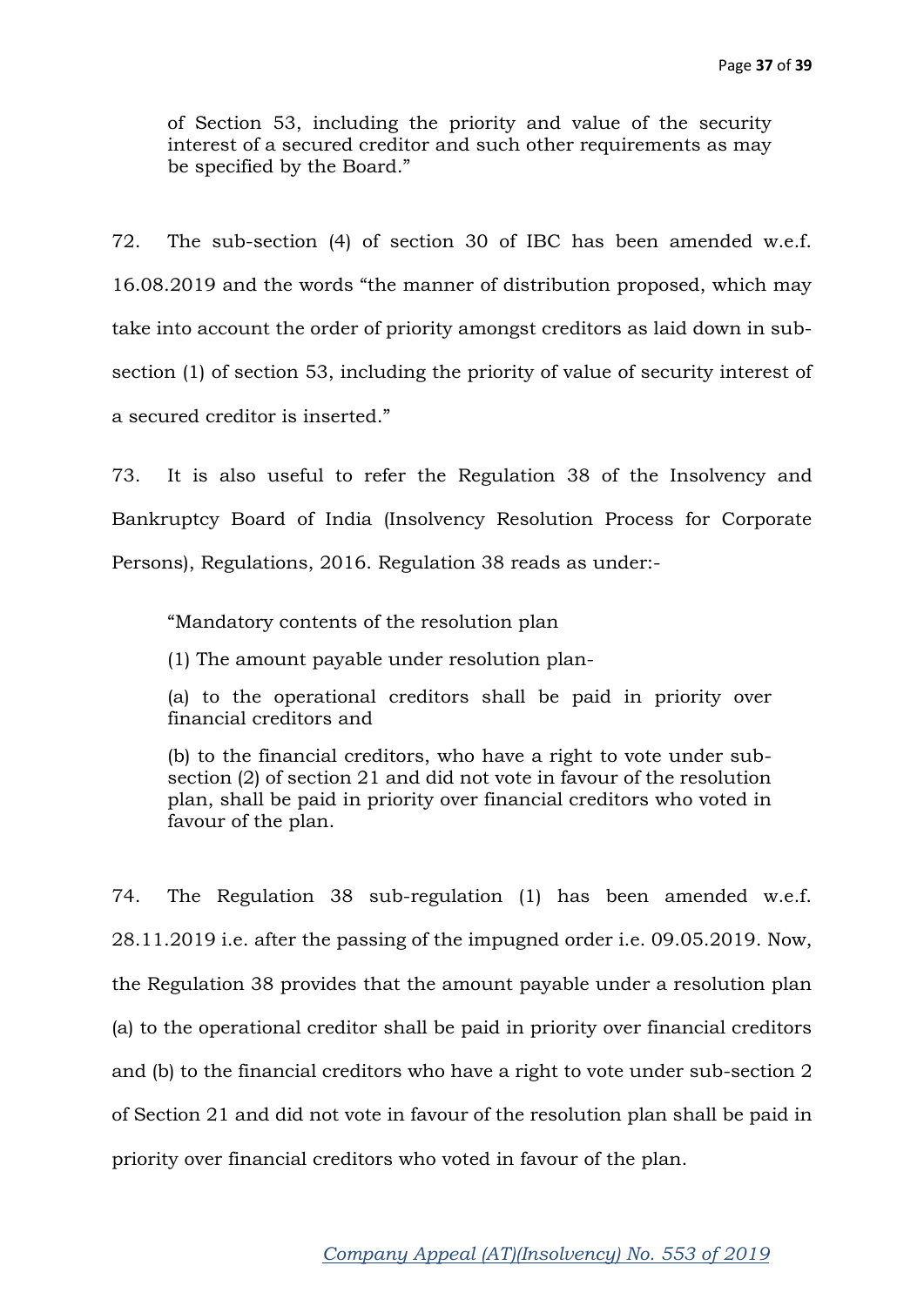> of Section 53, including the priority and value of the security interest of a secured creditor and such other requirements as may be specified by the Board."

72. The sub-section (4) of section 30 of IBC has been amended w.e.f. 16.08.2019 and the words "the manner of distribution proposed, which may take into account the order of priority amongst creditors as laid down in sub-section (1) of section 53, including the priority of value of security interest of a secured creditor is inserted."

73. It is also useful to refer the Regulation 38 of the Insolvency and Bankruptcy Board of India (Insolvency Resolution Process for Corporate Persons), Regulations, 2016. Regulation 38 reads as under:-

> "Mandatory contents of the resolution plan
>
> (1) The amount payable under resolution plan-
>
> (a) to the operational creditors shall be paid in priority over financial creditors and
>
> (b) to the financial creditors, who have a right to vote under sub-section (2) of section 21 and did not vote in favour of the resolution plan, shall be paid in priority over financial creditors who voted in favour of the plan.

74. The Regulation 38 sub-regulation (1) has been amended w.e.f. 28.11.2019 i.e. after the passing of the impugned order i.e. 09.05.2019. Now, the Regulation 38 provides that the amount payable under a resolution plan (a) to the operational creditor shall be paid in priority over financial creditors and (b) to the financial creditors who have a right to vote under sub-section 2 of Section 21 and did not vote in favour of the resolution plan shall be paid in priority over financial creditors who voted in favour of the plan.

Company Appeal (AT)(Insolvency) No. 553 of 2019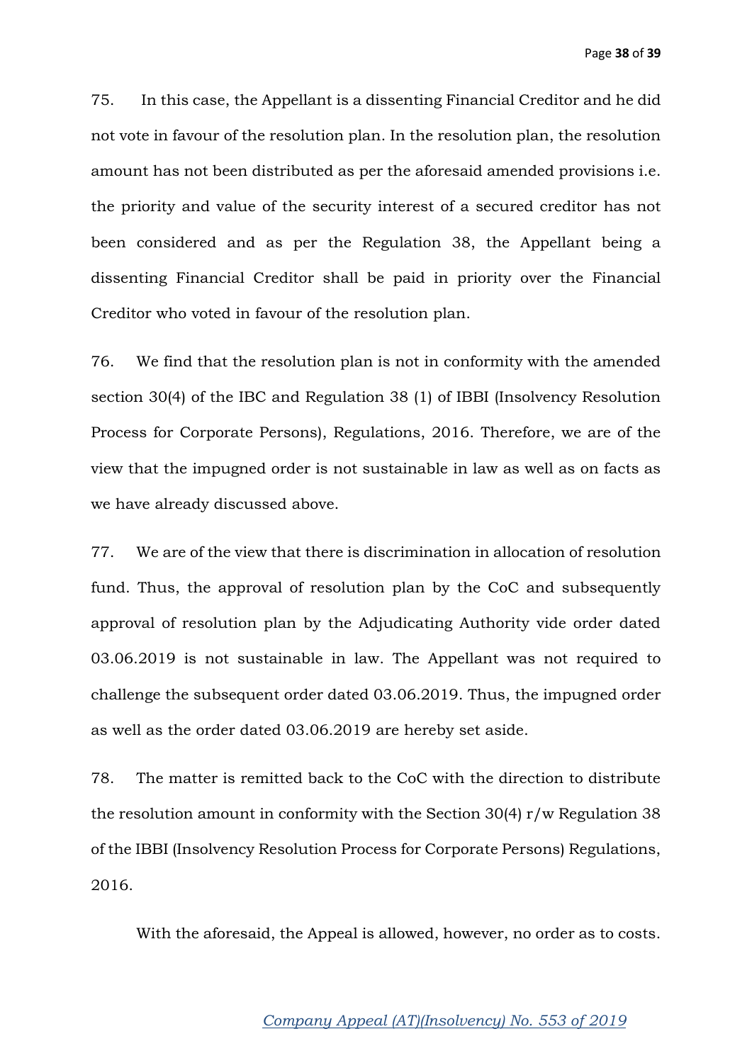75. In this case, the Appellant is a dissenting Financial Creditor and he did not vote in favour of the resolution plan. In the resolution plan, the resolution amount has not been distributed as per the aforesaid amended provisions i.e. the priority and value of the security interest of a secured creditor has not been considered and as per the Regulation 38, the Appellant being a dissenting Financial Creditor shall be paid in priority over the Financial Creditor who voted in favour of the resolution plan.

76. We find that the resolution plan is not in conformity with the amended section 30(4) of the IBC and Regulation 38 (1) of IBBI (Insolvency Resolution Process for Corporate Persons), Regulations, 2016. Therefore, we are of the view that the impugned order is not sustainable in law as well as on facts as we have already discussed above.

77. We are of the view that there is discrimination in allocation of resolution fund. Thus, the approval of resolution plan by the CoC and subsequently approval of resolution plan by the Adjudicating Authority vide order dated 03.06.2019 is not sustainable in law. The Appellant was not required to challenge the subsequent order dated 03.06.2019. Thus, the impugned order as well as the order dated 03.06.2019 are hereby set aside.

78. The matter is remitted back to the CoC with the direction to distribute the resolution amount in conformity with the Section 30(4) r/w Regulation 38 of the IBBI (Insolvency Resolution Process for Corporate Persons) Regulations, 2016.

With the aforesaid, the Appeal is allowed, however, no order as to costs.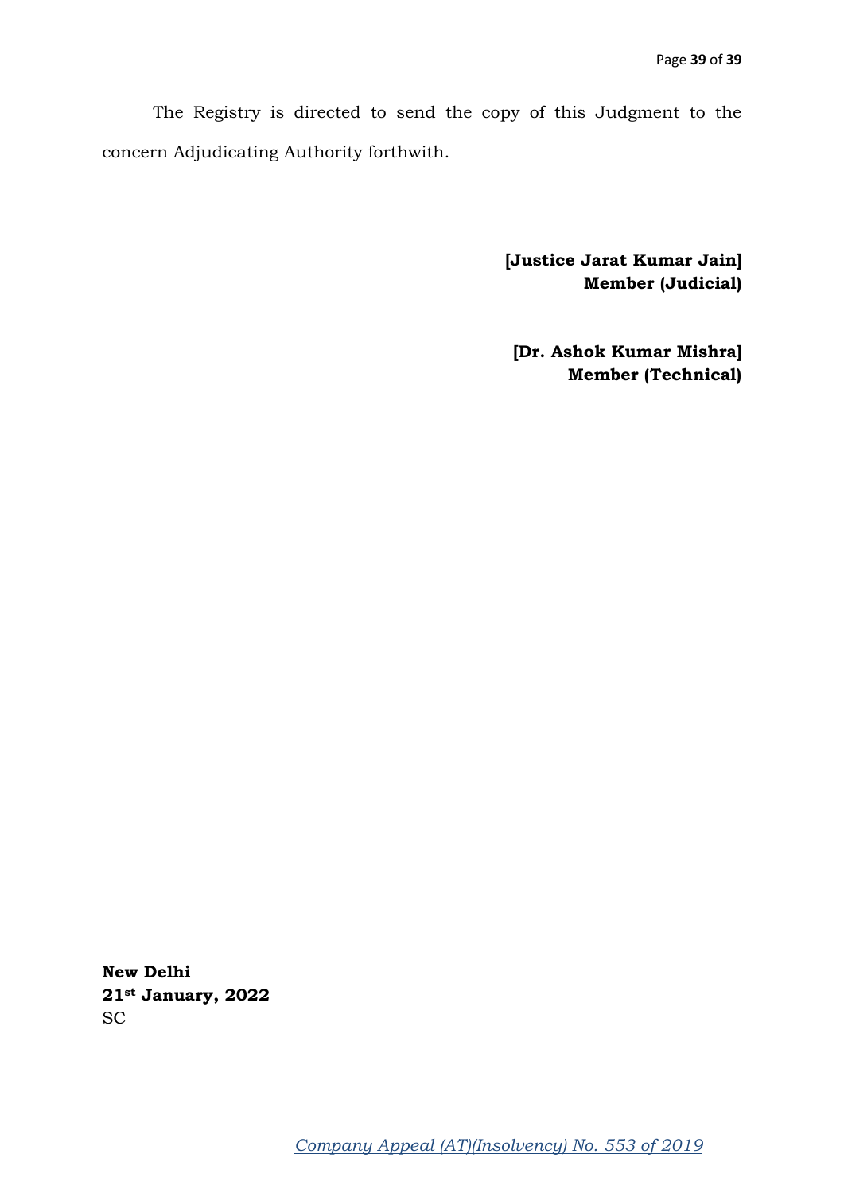The Registry is directed to send the copy of this Judgment to the concern Adjudicating Authority forthwith.

**[Justice Jarat Kumar Jain]**
**Member (Judicial)**

**[Dr. Ashok Kumar Mishra]**
**Member (Technical)**

**New Delhi**
**21st January, 2022**
SC